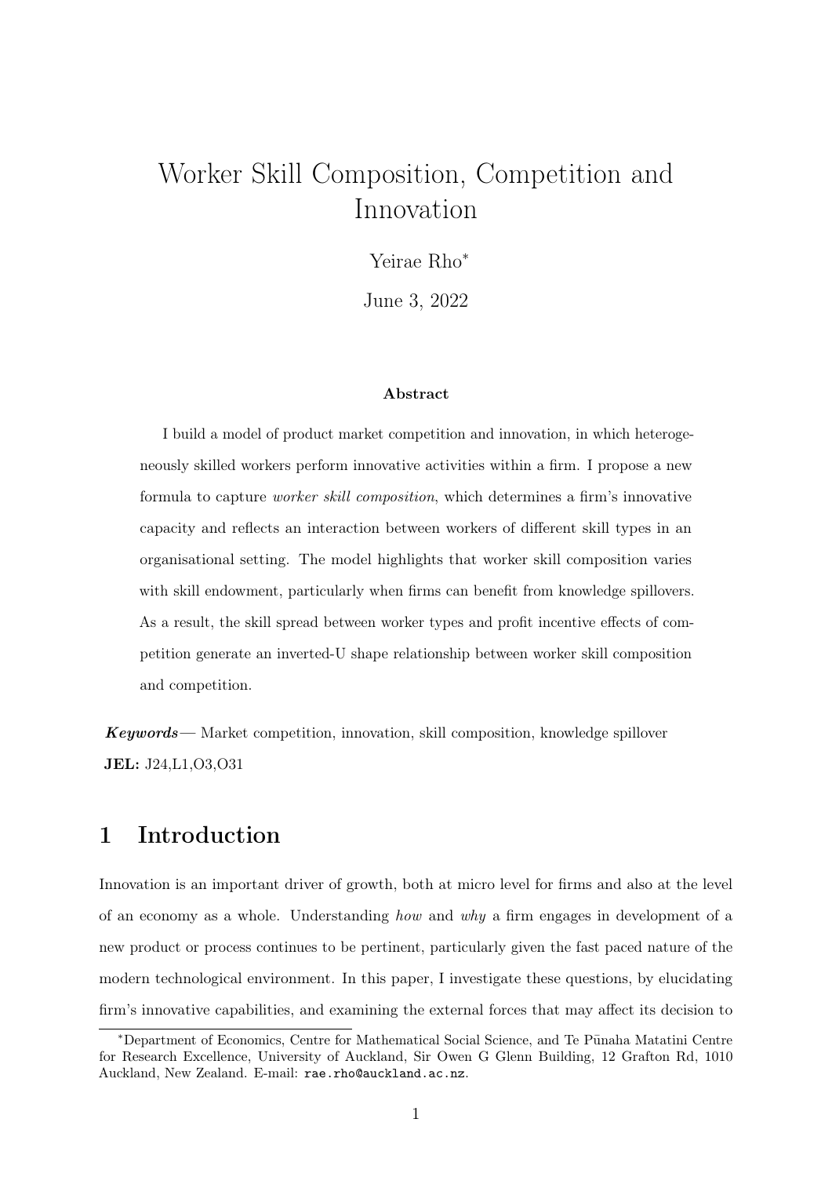# Worker Skill Composition, Competition and Innovation

Yeirae Rho*

June 3, 2022

**Abstract**

I build a model of product market competition and innovation, in which heterogeneously skilled workers perform innovative activities within a firm. I propose a new formula to capture *worker skill composition*, which determines a firm's innovative capacity and reflects an interaction between workers of different skill types in an organisational setting. The model highlights that worker skill composition varies with skill endowment, particularly when firms can benefit from knowledge spillovers. As a result, the skill spread between worker types and profit incentive effects of competition generate an inverted-U shape relationship between worker skill composition and competition.

***Keywords*** — Market competition, innovation, skill composition, knowledge spillover

**JEL:** J24,L1,O3,O31

## 1 Introduction

Innovation is an important driver of growth, both at micro level for firms and also at the level of an economy as a whole. Understanding *how* and *why* a firm engages in development of a new product or process continues to be pertinent, particularly given the fast paced nature of the modern technological environment. In this paper, I investigate these questions, by elucidating firm's innovative capabilities, and examining the external forces that may affect its decision to

---

*Department of Economics, Centre for Mathematical Social Science, and Te Pūnaha Matatini Centre for Research Excellence, University of Auckland, Sir Owen G Glenn Building, 12 Grafton Rd, 1010 Auckland, New Zealand. E-mail: rae.rho@auckland.ac.nz.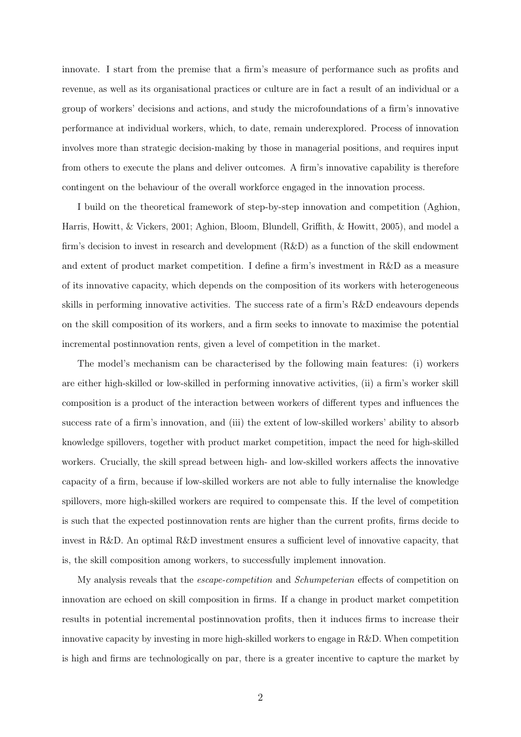innovate. I start from the premise that a firm's measure of performance such as profits and revenue, as well as its organisational practices or culture are in fact a result of an individual or a group of workers' decisions and actions, and study the microfoundations of a firm's innovative performance at individual workers, which, to date, remain underexplored. Process of innovation involves more than strategic decision-making by those in managerial positions, and requires input from others to execute the plans and deliver outcomes. A firm's innovative capability is therefore contingent on the behaviour of the overall workforce engaged in the innovation process.

I build on the theoretical framework of step-by-step innovation and competition (Aghion, Harris, Howitt, & Vickers, 2001; Aghion, Bloom, Blundell, Griffith, & Howitt, 2005), and model a firm's decision to invest in research and development (R&D) as a function of the skill endowment and extent of product market competition. I define a firm's investment in R&D as a measure of its innovative capacity, which depends on the composition of its workers with heterogeneous skills in performing innovative activities. The success rate of a firm's R&D endeavours depends on the skill composition of its workers, and a firm seeks to innovate to maximise the potential incremental postinnovation rents, given a level of competition in the market.

The model's mechanism can be characterised by the following main features: (i) workers are either high-skilled or low-skilled in performing innovative activities, (ii) a firm's worker skill composition is a product of the interaction between workers of different types and influences the success rate of a firm's innovation, and (iii) the extent of low-skilled workers' ability to absorb knowledge spillovers, together with product market competition, impact the need for high-skilled workers. Crucially, the skill spread between high- and low-skilled workers affects the innovative capacity of a firm, because if low-skilled workers are not able to fully internalise the knowledge spillovers, more high-skilled workers are required to compensate this. If the level of competition is such that the expected postinnovation rents are higher than the current profits, firms decide to invest in R&D. An optimal R&D investment ensures a sufficient level of innovative capacity, that is, the skill composition among workers, to successfully implement innovation.

My analysis reveals that the *escape-competition* and *Schumpeterian* effects of competition on innovation are echoed on skill composition in firms. If a change in product market competition results in potential incremental postinnovation profits, then it induces firms to increase their innovative capacity by investing in more high-skilled workers to engage in R&D. When competition is high and firms are technologically on par, there is a greater incentive to capture the market by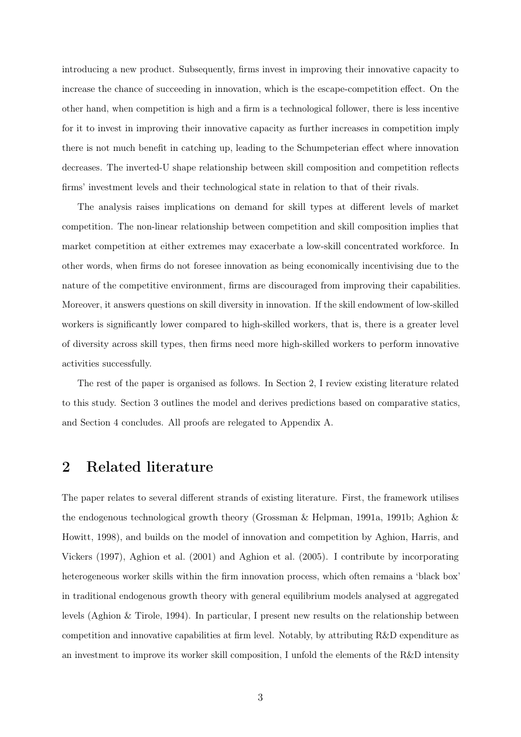introducing a new product. Subsequently, firms invest in improving their innovative capacity to increase the chance of succeeding in innovation, which is the escape-competition effect. On the other hand, when competition is high and a firm is a technological follower, there is less incentive for it to invest in improving their innovative capacity as further increases in competition imply there is not much benefit in catching up, leading to the Schumpeterian effect where innovation decreases. The inverted-U shape relationship between skill composition and competition reflects firms' investment levels and their technological state in relation to that of their rivals.

The analysis raises implications on demand for skill types at different levels of market competition. The non-linear relationship between competition and skill composition implies that market competition at either extremes may exacerbate a low-skill concentrated workforce. In other words, when firms do not foresee innovation as being economically incentivising due to the nature of the competitive environment, firms are discouraged from improving their capabilities. Moreover, it answers questions on skill diversity in innovation. If the skill endowment of low-skilled workers is significantly lower compared to high-skilled workers, that is, there is a greater level of diversity across skill types, then firms need more high-skilled workers to perform innovative activities successfully.

The rest of the paper is organised as follows. In Section 2, I review existing literature related to this study. Section 3 outlines the model and derives predictions based on comparative statics, and Section 4 concludes. All proofs are relegated to Appendix A.

## 2 Related literature

The paper relates to several different strands of existing literature. First, the framework utilises the endogenous technological growth theory (Grossman & Helpman, 1991a, 1991b; Aghion & Howitt, 1998), and builds on the model of innovation and competition by Aghion, Harris, and Vickers (1997), Aghion et al. (2001) and Aghion et al. (2005). I contribute by incorporating heterogeneous worker skills within the firm innovation process, which often remains a 'black box' in traditional endogenous growth theory with general equilibrium models analysed at aggregated levels (Aghion & Tirole, 1994). In particular, I present new results on the relationship between competition and innovative capabilities at firm level. Notably, by attributing R&D expenditure as an investment to improve its worker skill composition, I unfold the elements of the R&D intensity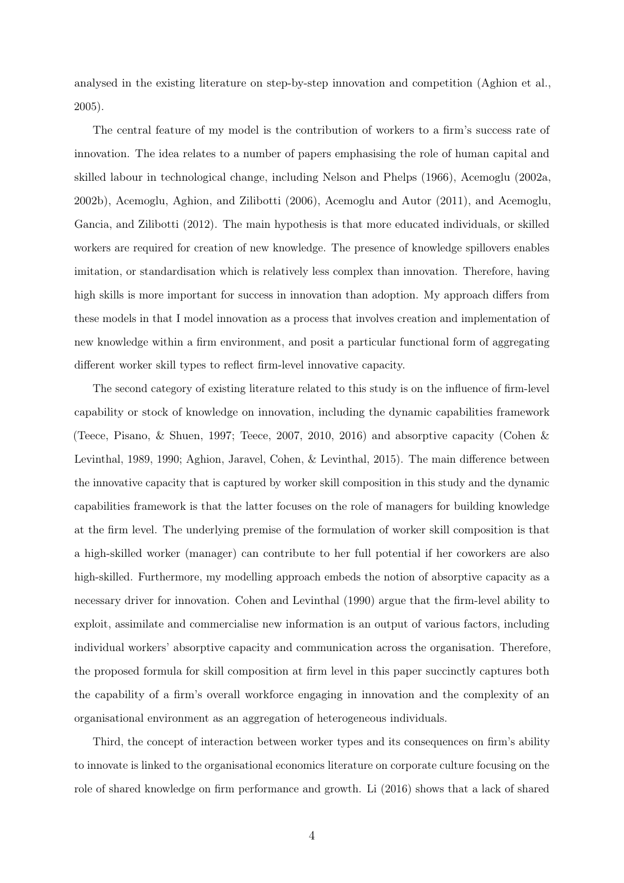analysed in the existing literature on step-by-step innovation and competition (Aghion et al., 2005).

The central feature of my model is the contribution of workers to a firm's success rate of innovation. The idea relates to a number of papers emphasising the role of human capital and skilled labour in technological change, including Nelson and Phelps (1966), Acemoglu (2002a, 2002b), Acemoglu, Aghion, and Zilibotti (2006), Acemoglu and Autor (2011), and Acemoglu, Gancia, and Zilibotti (2012). The main hypothesis is that more educated individuals, or skilled workers are required for creation of new knowledge. The presence of knowledge spillovers enables imitation, or standardisation which is relatively less complex than innovation. Therefore, having high skills is more important for success in innovation than adoption. My approach differs from these models in that I model innovation as a process that involves creation and implementation of new knowledge within a firm environment, and posit a particular functional form of aggregating different worker skill types to reflect firm-level innovative capacity.

The second category of existing literature related to this study is on the influence of firm-level capability or stock of knowledge on innovation, including the dynamic capabilities framework (Teece, Pisano, & Shuen, 1997; Teece, 2007, 2010, 2016) and absorptive capacity (Cohen & Levinthal, 1989, 1990; Aghion, Jaravel, Cohen, & Levinthal, 2015). The main difference between the innovative capacity that is captured by worker skill composition in this study and the dynamic capabilities framework is that the latter focuses on the role of managers for building knowledge at the firm level. The underlying premise of the formulation of worker skill composition is that a high-skilled worker (manager) can contribute to her full potential if her coworkers are also high-skilled. Furthermore, my modelling approach embeds the notion of absorptive capacity as a necessary driver for innovation. Cohen and Levinthal (1990) argue that the firm-level ability to exploit, assimilate and commercialise new information is an output of various factors, including individual workers' absorptive capacity and communication across the organisation. Therefore, the proposed formula for skill composition at firm level in this paper succinctly captures both the capability of a firm's overall workforce engaging in innovation and the complexity of an organisational environment as an aggregation of heterogeneous individuals.

Third, the concept of interaction between worker types and its consequences on firm's ability to innovate is linked to the organisational economics literature on corporate culture focusing on the role of shared knowledge on firm performance and growth. Li (2016) shows that a lack of shared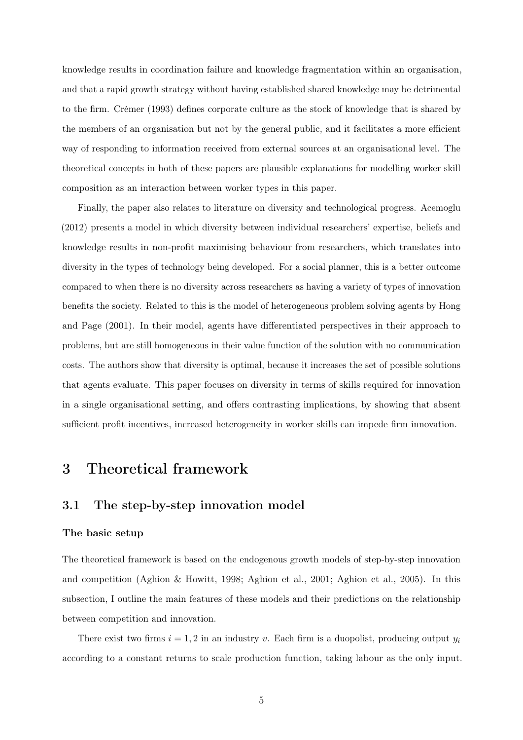knowledge results in coordination failure and knowledge fragmentation within an organisation, and that a rapid growth strategy without having established shared knowledge may be detrimental to the firm. Crémer (1993) defines corporate culture as the stock of knowledge that is shared by the members of an organisation but not by the general public, and it facilitates a more efficient way of responding to information received from external sources at an organisational level. The theoretical concepts in both of these papers are plausible explanations for modelling worker skill composition as an interaction between worker types in this paper.

Finally, the paper also relates to literature on diversity and technological progress. Acemoglu (2012) presents a model in which diversity between individual researchers' expertise, beliefs and knowledge results in non-profit maximising behaviour from researchers, which translates into diversity in the types of technology being developed. For a social planner, this is a better outcome compared to when there is no diversity across researchers as having a variety of types of innovation benefits the society. Related to this is the model of heterogeneous problem solving agents by Hong and Page (2001). In their model, agents have differentiated perspectives in their approach to problems, but are still homogeneous in their value function of the solution with no communication costs. The authors show that diversity is optimal, because it increases the set of possible solutions that agents evaluate. This paper focuses on diversity in terms of skills required for innovation in a single organisational setting, and offers contrasting implications, by showing that absent sufficient profit incentives, increased heterogeneity in worker skills can impede firm innovation.

# 3 Theoretical framework

## 3.1 The step-by-step innovation model

#### The basic setup

The theoretical framework is based on the endogenous growth models of step-by-step innovation and competition (Aghion & Howitt, 1998; Aghion et al., 2001; Aghion et al., 2005). In this subsection, I outline the main features of these models and their predictions on the relationship between competition and innovation.

There exist two firms $i = 1, 2$ in an industry $v$. Each firm is a duopolist, producing output $y_i$ according to a constant returns to scale production function, taking labour as the only input.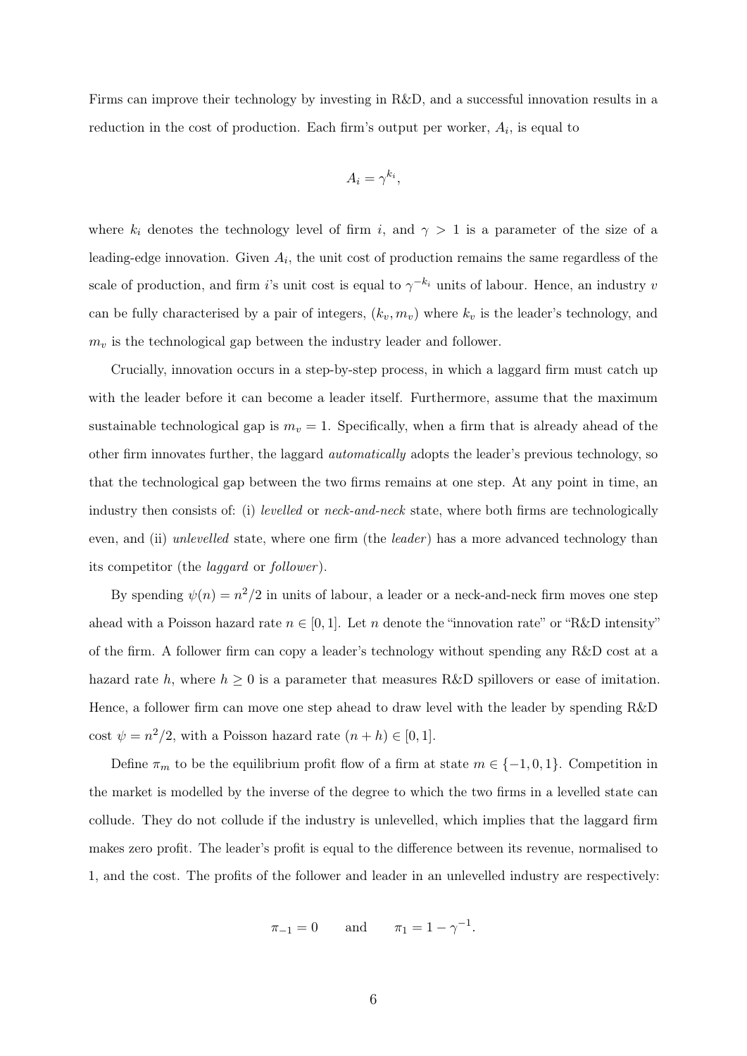Firms can improve their technology by investing in R&D, and a successful innovation results in a reduction in the cost of production. Each firm's output per worker, $A_i$, is equal to

$$A_i = \gamma^{k_i},$$

where $k_i$ denotes the technology level of firm $i$, and $\gamma > 1$ is a parameter of the size of a leading-edge innovation. Given $A_i$, the unit cost of production remains the same regardless of the scale of production, and firm $i$'s unit cost is equal to $\gamma^{-k_i}$ units of labour. Hence, an industry $v$ can be fully characterised by a pair of integers, $(k_v, m_v)$ where $k_v$ is the leader's technology, and $m_v$ is the technological gap between the industry leader and follower.

Crucially, innovation occurs in a step-by-step process, in which a laggard firm must catch up with the leader before it can become a leader itself. Furthermore, assume that the maximum sustainable technological gap is $m_v = 1$. Specifically, when a firm that is already ahead of the other firm innovates further, the laggard *automatically* adopts the leader's previous technology, so that the technological gap between the two firms remains at one step. At any point in time, an industry then consists of: (i) *levelled* or *neck-and-neck* state, where both firms are technologically even, and (ii) *unlevelled* state, where one firm (the *leader*) has a more advanced technology than its competitor (the *laggard* or *follower*).

By spending $\psi(n) = n^2/2$ in units of labour, a leader or a neck-and-neck firm moves one step ahead with a Poisson hazard rate $n \in [0, 1]$. Let $n$ denote the "innovation rate" or "R&D intensity" of the firm. A follower firm can copy a leader's technology without spending any R&D cost at a hazard rate $h$, where $h \geq 0$ is a parameter that measures R&D spillovers or ease of imitation. Hence, a follower firm can move one step ahead to draw level with the leader by spending R&D cost $\psi = n^2/2$, with a Poisson hazard rate $(n + h) \in [0, 1]$.

Define $\pi_m$ to be the equilibrium profit flow of a firm at state $m \in \{-1, 0, 1\}$. Competition in the market is modelled by the inverse of the degree to which the two firms in a levelled state can collude. They do not collude if the industry is unlevelled, which implies that the laggard firm makes zero profit. The leader's profit is equal to the difference between its revenue, normalised to 1, and the cost. The profits of the follower and leader in an unlevelled industry are respectively:

$$\pi_{-1} = 0 \qquad \text{and} \qquad \pi_1 = 1 - \gamma^{-1}.$$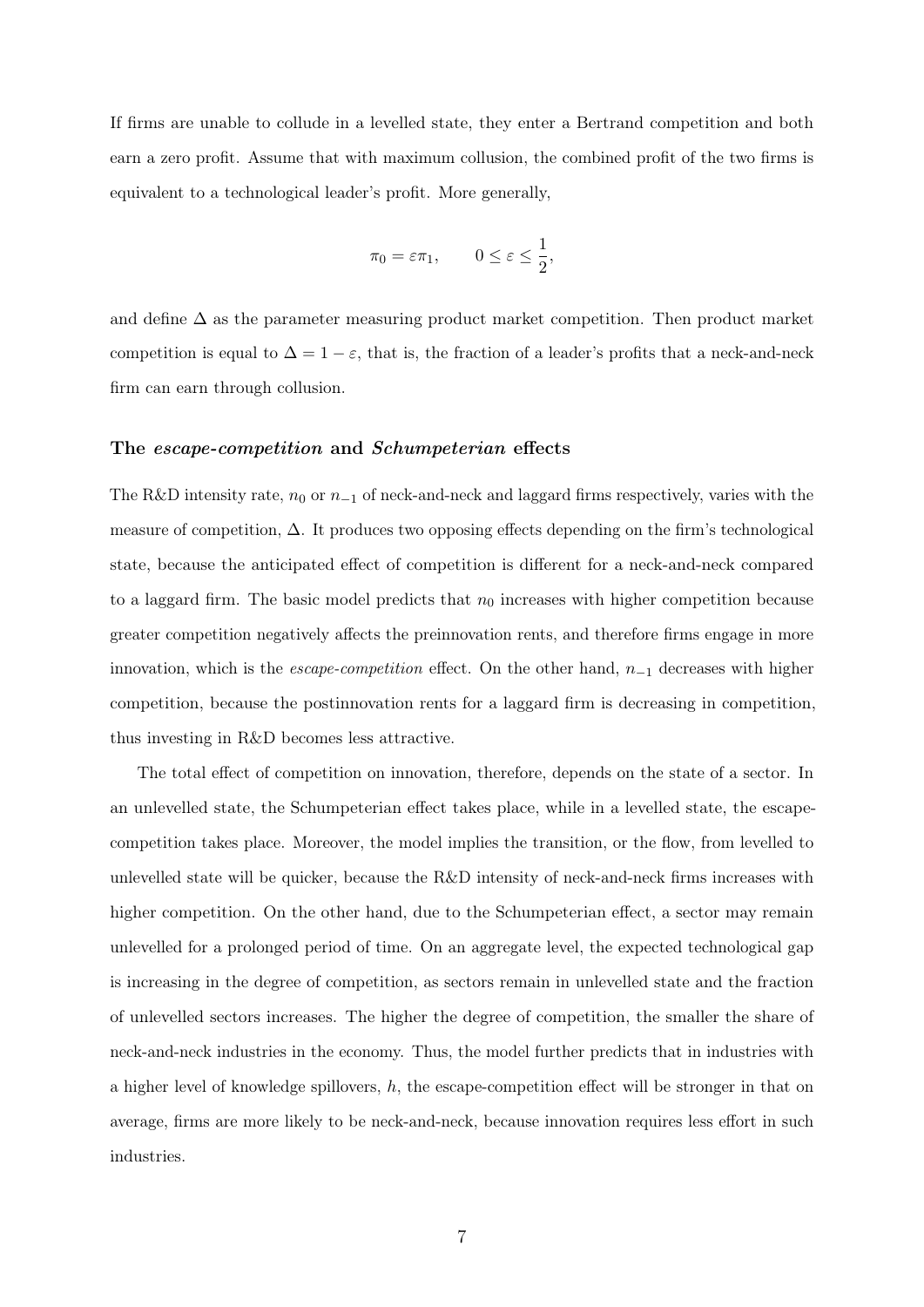If firms are unable to collude in a levelled state, they enter a Bertrand competition and both earn a zero profit. Assume that with maximum collusion, the combined profit of the two firms is equivalent to a technological leader's profit. More generally,

$$\pi_0 = \varepsilon \pi_1, \qquad 0 \leq \varepsilon \leq \frac{1}{2},$$

and define $\Delta$ as the parameter measuring product market competition. Then product market competition is equal to $\Delta = 1 - \varepsilon$, that is, the fraction of a leader's profits that a neck-and-neck firm can earn through collusion.

### The *escape-competition* and *Schumpeterian* effects

The R&D intensity rate, $n_0$ or $n_{-1}$ of neck-and-neck and laggard firms respectively, varies with the measure of competition, $\Delta$. It produces two opposing effects depending on the firm's technological state, because the anticipated effect of competition is different for a neck-and-neck compared to a laggard firm. The basic model predicts that $n_0$ increases with higher competition because greater competition negatively affects the preinnovation rents, and therefore firms engage in more innovation, which is the *escape-competition* effect. On the other hand, $n_{-1}$ decreases with higher competition, because the postinnovation rents for a laggard firm is decreasing in competition, thus investing in R&D becomes less attractive.

The total effect of competition on innovation, therefore, depends on the state of a sector. In an unlevelled state, the Schumpeterian effect takes place, while in a levelled state, the escape-competition takes place. Moreover, the model implies the transition, or the flow, from levelled to unlevelled state will be quicker, because the R&D intensity of neck-and-neck firms increases with higher competition. On the other hand, due to the Schumpeterian effect, a sector may remain unlevelled for a prolonged period of time. On an aggregate level, the expected technological gap is increasing in the degree of competition, as sectors remain in unlevelled state and the fraction of unlevelled sectors increases. The higher the degree of competition, the smaller the share of neck-and-neck industries in the economy. Thus, the model further predicts that in industries with a higher level of knowledge spillovers, $h$, the escape-competition effect will be stronger in that on average, firms are more likely to be neck-and-neck, because innovation requires less effort in such industries.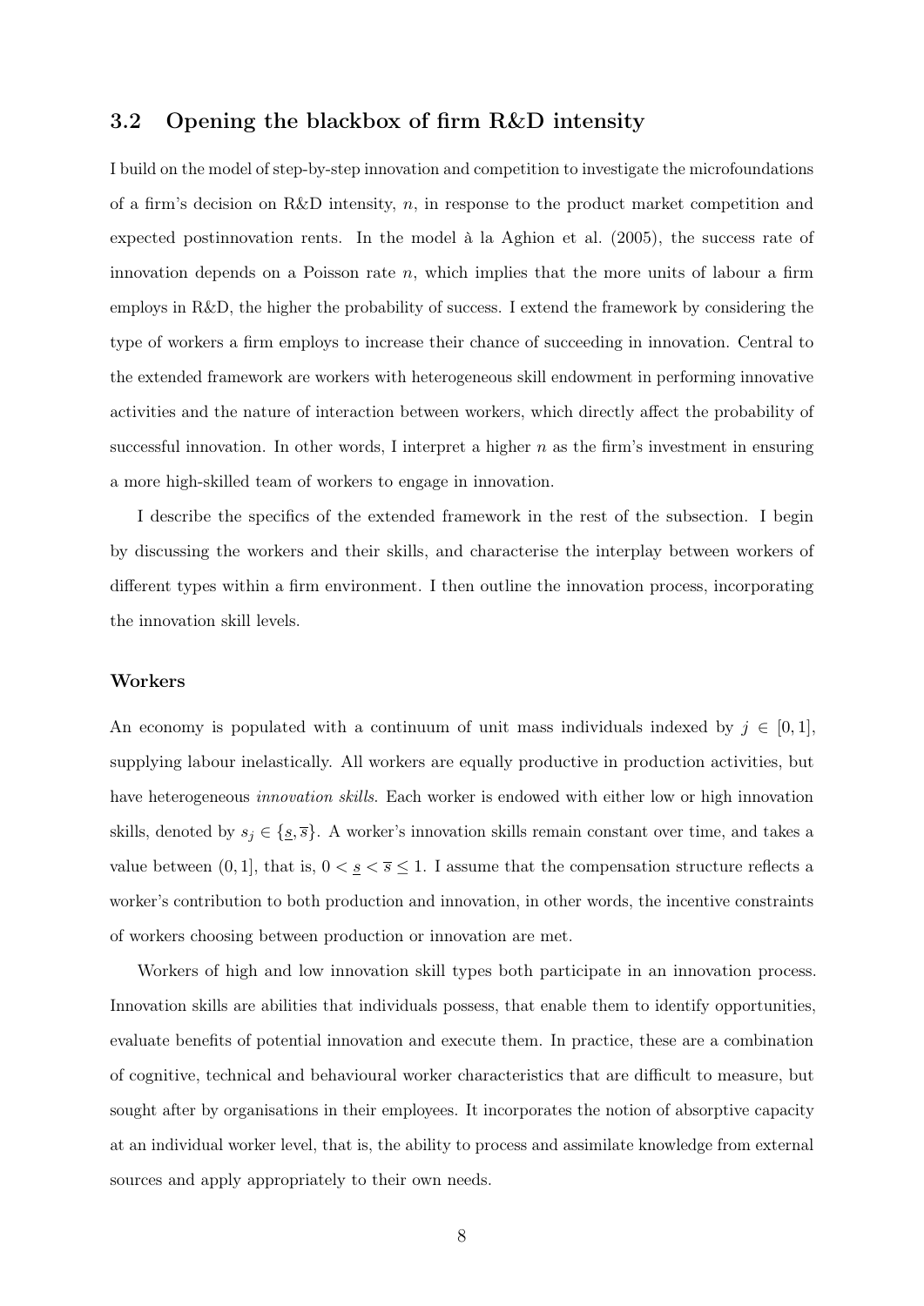## 3.2 Opening the blackbox of firm R&D intensity

I build on the model of step-by-step innovation and competition to investigate the microfoundations of a firm's decision on R&D intensity, $n$, in response to the product market competition and expected postinnovation rents. In the model à la Aghion et al. (2005), the success rate of innovation depends on a Poisson rate $n$, which implies that the more units of labour a firm employs in R&D, the higher the probability of success. I extend the framework by considering the type of workers a firm employs to increase their chance of succeeding in innovation. Central to the extended framework are workers with heterogeneous skill endowment in performing innovative activities and the nature of interaction between workers, which directly affect the probability of successful innovation. In other words, I interpret a higher $n$ as the firm's investment in ensuring a more high-skilled team of workers to engage in innovation.

I describe the specifics of the extended framework in the rest of the subsection. I begin by discussing the workers and their skills, and characterise the interplay between workers of different types within a firm environment. I then outline the innovation process, incorporating the innovation skill levels.

### Workers

An economy is populated with a continuum of unit mass individuals indexed by $j \in [0, 1]$, supplying labour inelastically. All workers are equally productive in production activities, but have heterogeneous *innovation skills*. Each worker is endowed with either low or high innovation skills, denoted by $s_j \in \{\underline{s}, \overline{s}\}$. A worker's innovation skills remain constant over time, and takes a value between $(0, 1]$, that is, $0 < \underline{s} < \overline{s} \leq 1$. I assume that the compensation structure reflects a worker's contribution to both production and innovation, in other words, the incentive constraints of workers choosing between production or innovation are met.

Workers of high and low innovation skill types both participate in an innovation process. Innovation skills are abilities that individuals possess, that enable them to identify opportunities, evaluate benefits of potential innovation and execute them. In practice, these are a combination of cognitive, technical and behavioural worker characteristics that are difficult to measure, but sought after by organisations in their employees. It incorporates the notion of absorptive capacity at an individual worker level, that is, the ability to process and assimilate knowledge from external sources and apply appropriately to their own needs.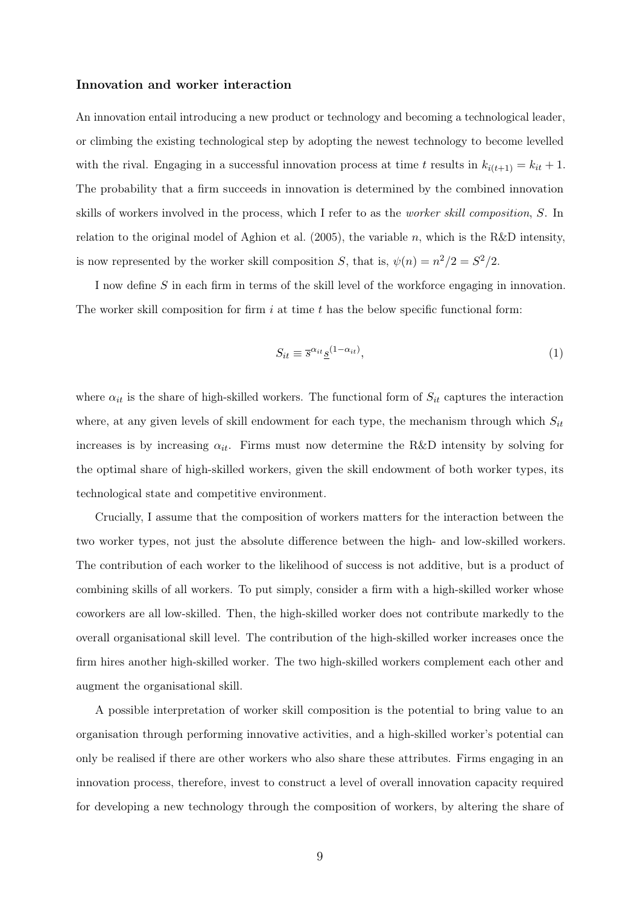### Innovation and worker interaction

An innovation entail introducing a new product or technology and becoming a technological leader, or climbing the existing technological step by adopting the newest technology to become levelled with the rival. Engaging in a successful innovation process at time $t$ results in $k_{i(t+1)} = k_{it} + 1$. The probability that a firm succeeds in innovation is determined by the combined innovation skills of workers involved in the process, which I refer to as the *worker skill composition*, $S$. In relation to the original model of Aghion et al. (2005), the variable $n$, which is the R&D intensity, is now represented by the worker skill composition $S$, that is, $\psi(n) = n^2/2 = S^2/2$.

I now define $S$ in each firm in terms of the skill level of the workforce engaging in innovation. The worker skill composition for firm $i$ at time $t$ has the below specific functional form:

$$S_{it} \equiv \overline{s}^{\alpha_{it}} \underline{s}^{(1-\alpha_{it})}, \tag{1}$$

where $\alpha_{it}$ is the share of high-skilled workers. The functional form of $S_{it}$ captures the interaction where, at any given levels of skill endowment for each type, the mechanism through which $S_{it}$ increases is by increasing $\alpha_{it}$. Firms must now determine the R&D intensity by solving for the optimal share of high-skilled workers, given the skill endowment of both worker types, its technological state and competitive environment.

Crucially, I assume that the composition of workers matters for the interaction between the two worker types, not just the absolute difference between the high- and low-skilled workers. The contribution of each worker to the likelihood of success is not additive, but is a product of combining skills of all workers. To put simply, consider a firm with a high-skilled worker whose coworkers are all low-skilled. Then, the high-skilled worker does not contribute markedly to the overall organisational skill level. The contribution of the high-skilled worker increases once the firm hires another high-skilled worker. The two high-skilled workers complement each other and augment the organisational skill.

A possible interpretation of worker skill composition is the potential to bring value to an organisation through performing innovative activities, and a high-skilled worker's potential can only be realised if there are other workers who also share these attributes. Firms engaging in an innovation process, therefore, invest to construct a level of overall innovation capacity required for developing a new technology through the composition of workers, by altering the share of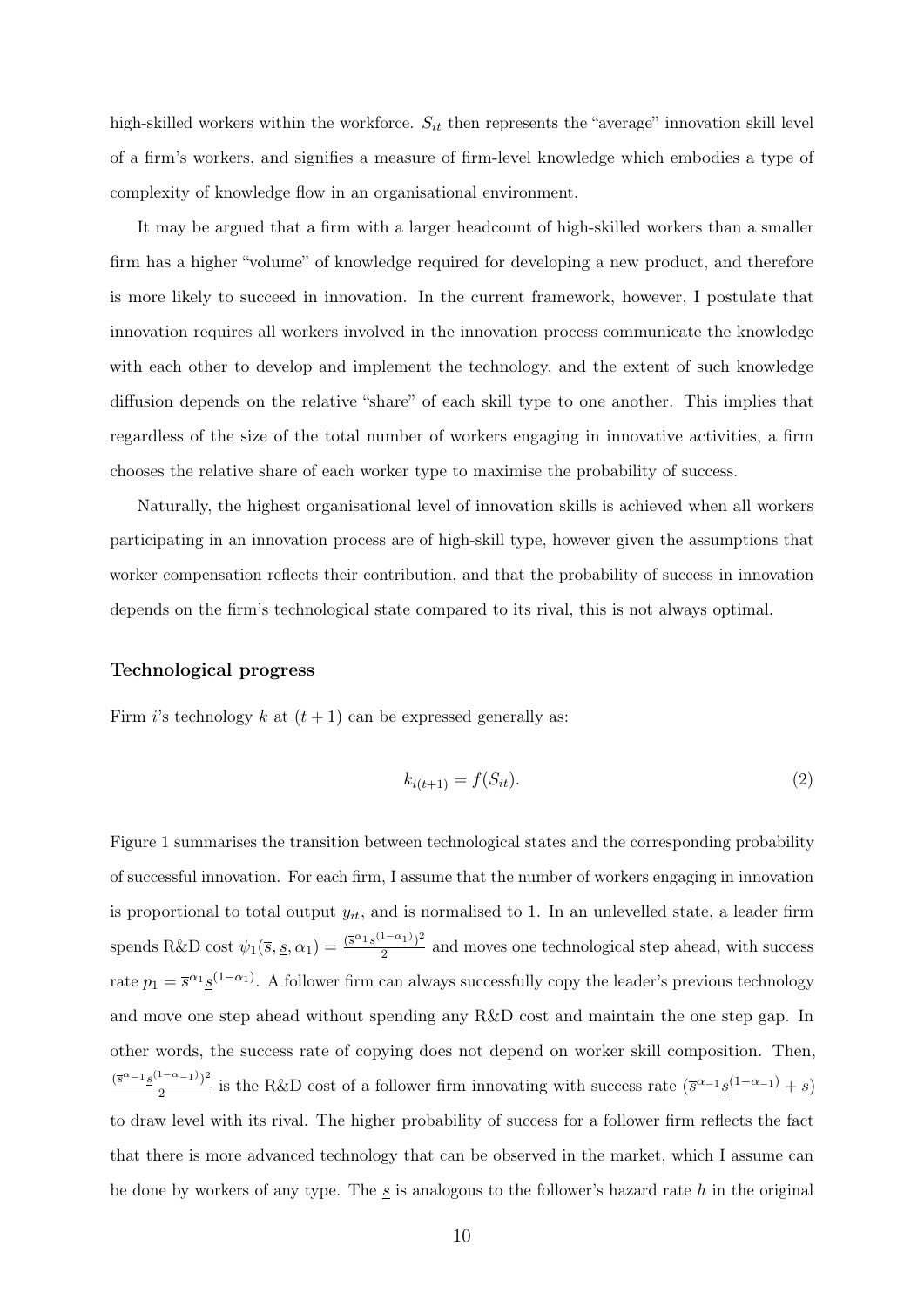high-skilled workers within the workforce. $S_{it}$ then represents the "average" innovation skill level of a firm's workers, and signifies a measure of firm-level knowledge which embodies a type of complexity of knowledge flow in an organisational environment.

It may be argued that a firm with a larger headcount of high-skilled workers than a smaller firm has a higher "volume" of knowledge required for developing a new product, and therefore is more likely to succeed in innovation. In the current framework, however, I postulate that innovation requires all workers involved in the innovation process communicate the knowledge with each other to develop and implement the technology, and the extent of such knowledge diffusion depends on the relative "share" of each skill type to one another. This implies that regardless of the size of the total number of workers engaging in innovative activities, a firm chooses the relative share of each worker type to maximise the probability of success.

Naturally, the highest organisational level of innovation skills is achieved when all workers participating in an innovation process are of high-skill type, however given the assumptions that worker compensation reflects their contribution, and that the probability of success in innovation depends on the firm's technological state compared to its rival, this is not always optimal.

### Technological progress

Firm $i$'s technology $k$ at $(t+1)$ can be expressed generally as:

$$k_{i(t+1)} = f(S_{it}). \tag{2}$$

Figure 1 summarises the transition between technological states and the corresponding probability of successful innovation. For each firm, I assume that the number of workers engaging in innovation is proportional to total output $y_{it}$, and is normalised to 1. In an unlevelled state, a leader firm spends R&D cost $\psi_1(\overline{s}, \underline{s}, \alpha_1) = \frac{(\overline{s}^{\alpha_1}\underline{s}^{(1-\alpha_1)})^2}{2}$ and moves one technological step ahead, with success rate $p_1 = \overline{s}^{\alpha_1}\underline{s}^{(1-\alpha_1)}$. A follower firm can always successfully copy the leader's previous technology and move one step ahead without spending any R&D cost and maintain the one step gap. In other words, the success rate of copying does not depend on worker skill composition. Then, $\frac{(\overline{s}^{\alpha_{-1}}\underline{s}^{(1-\alpha_{-1})})^2}{2}$ is the R&D cost of a follower firm innovating with success rate $(\overline{s}^{\alpha_{-1}}\underline{s}^{(1-\alpha_{-1})} + \underline{s})$ to draw level with its rival. The higher probability of success for a follower firm reflects the fact that there is more advanced technology that can be observed in the market, which I assume can be done by workers of any type. The $\underline{s}$ is analogous to the follower's hazard rate $h$ in the original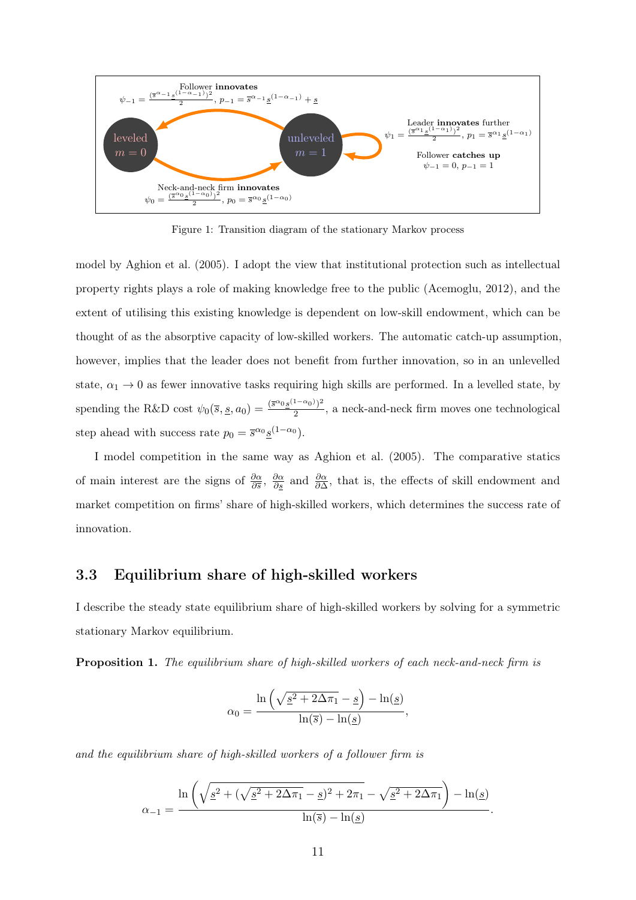Follower **innovates**
$\psi_{-1} = \frac{(\overline{s}^{\alpha_{-1}}\underline{s}^{(1-\alpha_{-1})})^2}{2}$, $p_{-1} = \overline{s}^{\alpha_{-1}}\underline{s}^{(1-\alpha_{-1})} + \underline{s}$

leveled $m = 0$

unleveled $m = 1$

Leader **innovates** further
$\psi_1 = \frac{(\overline{s}^{\alpha_1}\underline{s}^{(1-\alpha_1)})^2}{2}$, $p_1 = \overline{s}^{\alpha_1}\underline{s}^{(1-\alpha_1)}$

Follower **catches up**
$\psi_{-1} = 0$, $p_{-1} = 1$

Neck-and-neck firm **innovates**
$\psi_0 = \frac{(\overline{s}^{\alpha_0}\underline{s}^{(1-\alpha_0)})^2}{2}$, $p_0 = \overline{s}^{\alpha_0}\underline{s}^{(1-\alpha_0)}$

Figure 1: Transition diagram of the stationary Markov process

model by Aghion et al. (2005). I adopt the view that institutional protection such as intellectual property rights plays a role of making knowledge free to the public (Acemoglu, 2012), and the extent of utilising this existing knowledge is dependent on low-skill endowment, which can be thought of as the absorptive capacity of low-skilled workers. The automatic catch-up assumption, however, implies that the leader does not benefit from further innovation, so in an unlevelled state, $\alpha_1 \to 0$ as fewer innovative tasks requiring high skills are performed. In a levelled state, by spending the R&D cost $\psi_0(\overline{s}, \underline{s}, a_0) = \frac{(\overline{s}^{\alpha_0}\underline{s}^{(1-\alpha_0)})^2}{2}$, a neck-and-neck firm moves one technological step ahead with success rate $p_0 = \overline{s}^{\alpha_0}\underline{s}^{(1-\alpha_0)}$.

I model competition in the same way as Aghion et al. (2005). The comparative statics of main interest are the signs of $\frac{\partial \alpha}{\partial \overline{s}}$, $\frac{\partial \alpha}{\partial \underline{s}}$ and $\frac{\partial \alpha}{\partial \Delta}$, that is, the effects of skill endowment and market competition on firms' share of high-skilled workers, which determines the success rate of innovation.

## 3.3 Equilibrium share of high-skilled workers

I describe the steady state equilibrium share of high-skilled workers by solving for a symmetric stationary Markov equilibrium.

**Proposition 1.** *The equilibrium share of high-skilled workers of each neck-and-neck firm is*

$$\alpha_0 = \frac{\ln\left(\sqrt{\underline{s}^2 + 2\Delta\pi_1} - \underline{s}\right) - \ln(\underline{s})}{\ln(\overline{s}) - \ln(\underline{s})},$$

*and the equilibrium share of high-skilled workers of a follower firm is*

$$\alpha_{-1} = \frac{\ln\left(\sqrt{\underline{s}^2 + (\sqrt{\underline{s}^2 + 2\Delta\pi_1} - \underline{s})^2 + 2\pi_1} - \sqrt{\underline{s}^2 + 2\Delta\pi_1}\right) - \ln(\underline{s})}{\ln(\overline{s}) - \ln(\underline{s})}.$$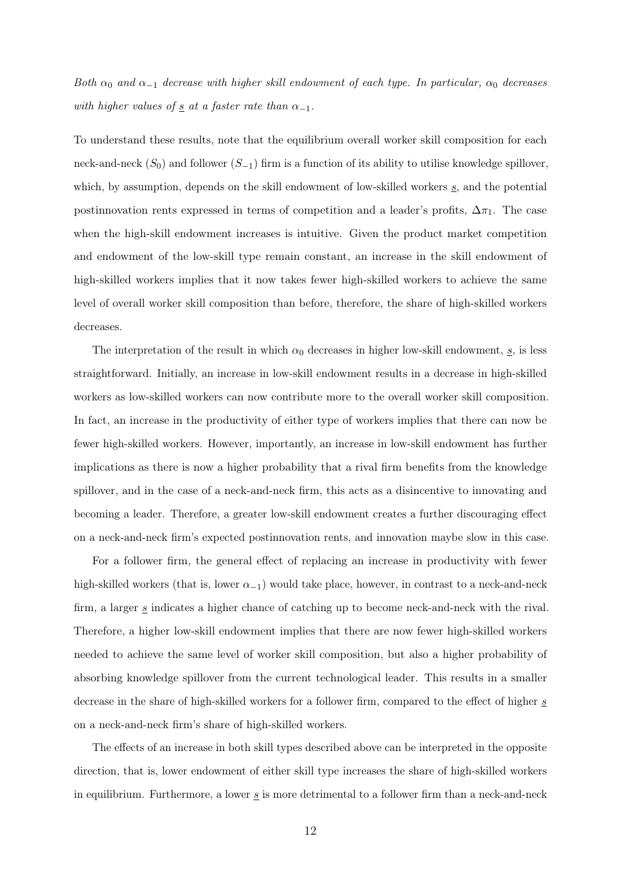*Both $\alpha_0$ and $\alpha_{-1}$ decrease with higher skill endowment of each type. In particular, $\alpha_0$ decreases with higher values of $\underline{s}$ at a faster rate than $\alpha_{-1}$.*

To understand these results, note that the equilibrium overall worker skill composition for each neck-and-neck ($S_0$) and follower ($S_{-1}$) firm is a function of its ability to utilise knowledge spillover, which, by assumption, depends on the skill endowment of low-skilled workers $\underline{s}$, and the potential postinnovation rents expressed in terms of competition and a leader's profits, $\Delta\pi_1$. The case when the high-skill endowment increases is intuitive. Given the product market competition and endowment of the low-skill type remain constant, an increase in the skill endowment of high-skilled workers implies that it now takes fewer high-skilled workers to achieve the same level of overall worker skill composition than before, therefore, the share of high-skilled workers decreases.

The interpretation of the result in which $\alpha_0$ decreases in higher low-skill endowment, $\underline{s}$, is less straightforward. Initially, an increase in low-skill endowment results in a decrease in high-skilled workers as low-skilled workers can now contribute more to the overall worker skill composition. In fact, an increase in the productivity of either type of workers implies that there can now be fewer high-skilled workers. However, importantly, an increase in low-skill endowment has further implications as there is now a higher probability that a rival firm benefits from the knowledge spillover, and in the case of a neck-and-neck firm, this acts as a disincentive to innovating and becoming a leader. Therefore, a greater low-skill endowment creates a further discouraging effect on a neck-and-neck firm's expected postinnovation rents, and innovation maybe slow in this case.

For a follower firm, the general effect of replacing an increase in productivity with fewer high-skilled workers (that is, lower $\alpha_{-1}$) would take place, however, in contrast to a neck-and-neck firm, a larger $\underline{s}$ indicates a higher chance of catching up to become neck-and-neck with the rival. Therefore, a higher low-skill endowment implies that there are now fewer high-skilled workers needed to achieve the same level of worker skill composition, but also a higher probability of absorbing knowledge spillover from the current technological leader. This results in a smaller decrease in the share of high-skilled workers for a follower firm, compared to the effect of higher $\underline{s}$ on a neck-and-neck firm's share of high-skilled workers.

The effects of an increase in both skill types described above can be interpreted in the opposite direction, that is, lower endowment of either skill type increases the share of high-skilled workers in equilibrium. Furthermore, a lower $\underline{s}$ is more detrimental to a follower firm than a neck-and-neck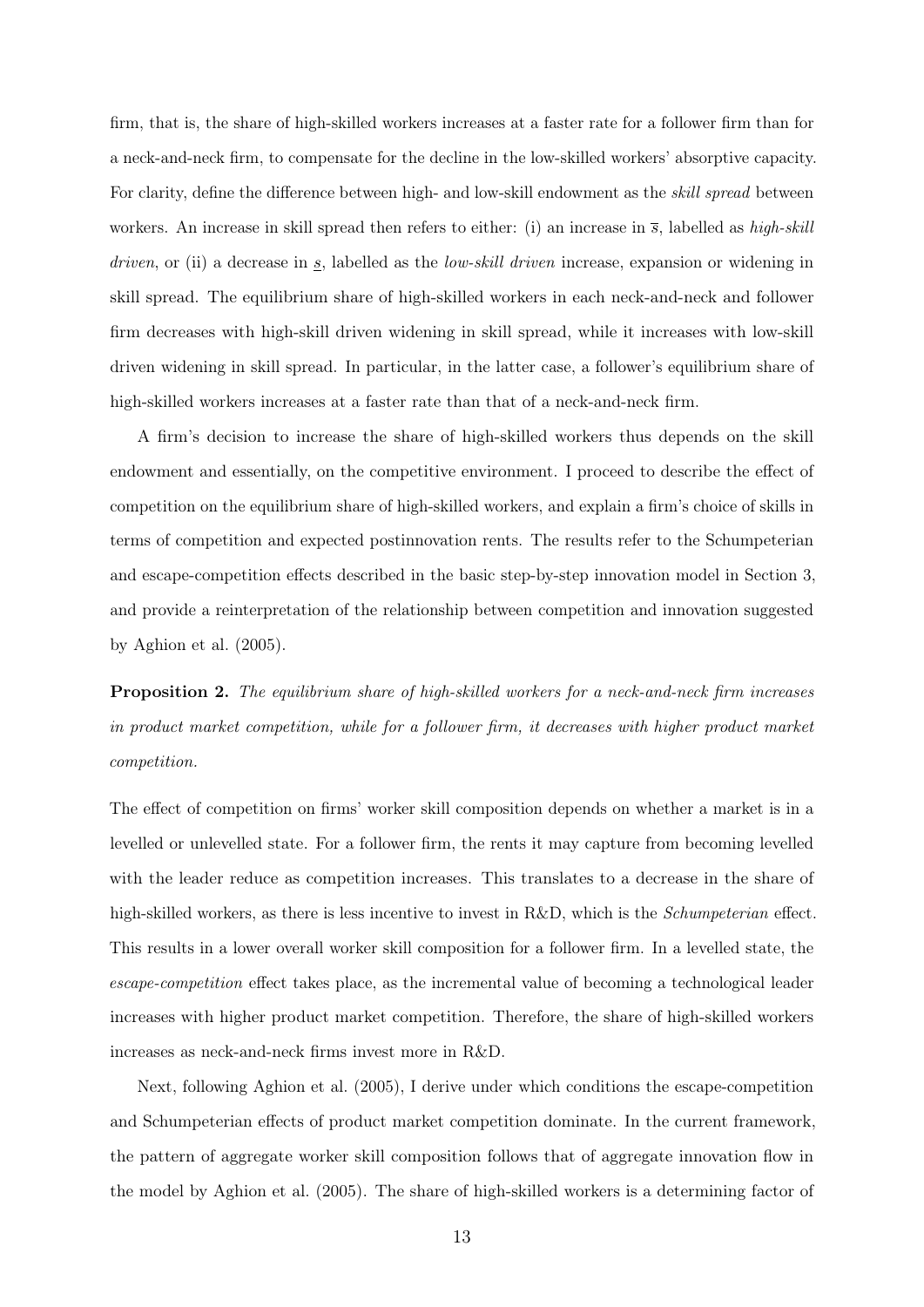firm, that is, the share of high-skilled workers increases at a faster rate for a follower firm than for a neck-and-neck firm, to compensate for the decline in the low-skilled workers' absorptive capacity. For clarity, define the difference between high- and low-skill endowment as the *skill spread* between workers. An increase in skill spread then refers to either: (i) an increase in $\overline{s}$, labelled as *high-skill driven*, or (ii) a decrease in $\underline{s}$, labelled as the *low-skill driven* increase, expansion or widening in skill spread. The equilibrium share of high-skilled workers in each neck-and-neck and follower firm decreases with high-skill driven widening in skill spread, while it increases with low-skill driven widening in skill spread. In particular, in the latter case, a follower's equilibrium share of high-skilled workers increases at a faster rate than that of a neck-and-neck firm.

A firm's decision to increase the share of high-skilled workers thus depends on the skill endowment and essentially, on the competitive environment. I proceed to describe the effect of competition on the equilibrium share of high-skilled workers, and explain a firm's choice of skills in terms of competition and expected postinnovation rents. The results refer to the Schumpeterian and escape-competition effects described in the basic step-by-step innovation model in Section 3, and provide a reinterpretation of the relationship between competition and innovation suggested by Aghion et al. (2005).

**Proposition 2.** *The equilibrium share of high-skilled workers for a neck-and-neck firm increases in product market competition, while for a follower firm, it decreases with higher product market competition.*

The effect of competition on firms' worker skill composition depends on whether a market is in a levelled or unlevelled state. For a follower firm, the rents it may capture from becoming levelled with the leader reduce as competition increases. This translates to a decrease in the share of high-skilled workers, as there is less incentive to invest in R&D, which is the *Schumpeterian* effect. This results in a lower overall worker skill composition for a follower firm. In a levelled state, the *escape-competition* effect takes place, as the incremental value of becoming a technological leader increases with higher product market competition. Therefore, the share of high-skilled workers increases as neck-and-neck firms invest more in R&D.

Next, following Aghion et al. (2005), I derive under which conditions the escape-competition and Schumpeterian effects of product market competition dominate. In the current framework, the pattern of aggregate worker skill composition follows that of aggregate innovation flow in the model by Aghion et al. (2005). The share of high-skilled workers is a determining factor of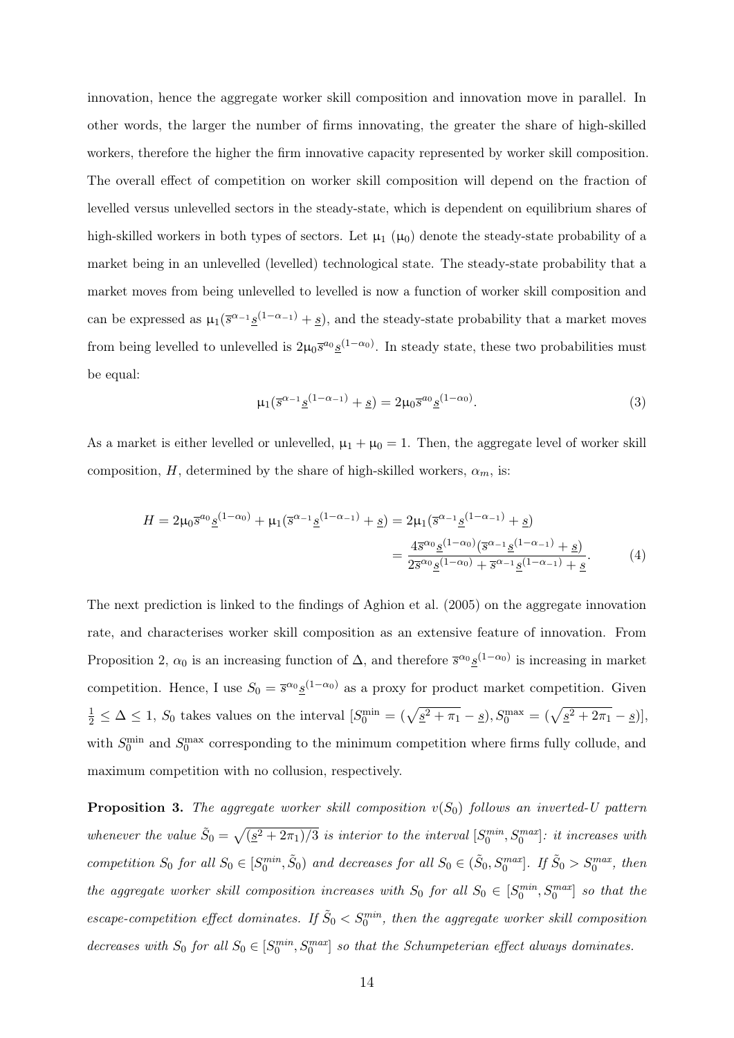innovation, hence the aggregate worker skill composition and innovation move in parallel. In other words, the larger the number of firms innovating, the greater the share of high-skilled workers, therefore the higher the firm innovative capacity represented by worker skill composition. The overall effect of competition on worker skill composition will depend on the fraction of levelled versus unlevelled sectors in the steady-state, which is dependent on equilibrium shares of high-skilled workers in both types of sectors. Let $\mu_1$ ($\mu_0$) denote the steady-state probability of a market being in an unlevelled (levelled) technological state. The steady-state probability that a market moves from being unlevelled to levelled is now a function of worker skill composition and can be expressed as $\mu_1(\overline{s}^{\alpha_{-1}}\underline{s}^{(1-\alpha_{-1})} + \underline{s})$, and the steady-state probability that a market moves from being levelled to unlevelled is $2\mu_0\overline{s}^{a_0}\underline{s}^{(1-\alpha_0)}$. In steady state, these two probabilities must be equal:

$$\mu_1(\overline{s}^{\alpha_{-1}}\underline{s}^{(1-\alpha_{-1})} + \underline{s}) = 2\mu_0\overline{s}^{a_0}\underline{s}^{(1-\alpha_0)}. \tag{3}$$

As a market is either levelled or unlevelled, $\mu_1 + \mu_0 = 1$. Then, the aggregate level of worker skill composition, $H$, determined by the share of high-skilled workers, $\alpha_m$, is:

$$\begin{aligned} H = 2\mu_0\overline{s}^{a_0}\underline{s}^{(1-\alpha_0)} + \mu_1(\overline{s}^{\alpha_{-1}}\underline{s}^{(1-\alpha_{-1})} + \underline{s}) &= 2\mu_1(\overline{s}^{\alpha_{-1}}\underline{s}^{(1-\alpha_{-1})} + \underline{s}) \\ &= \frac{4\overline{s}^{\alpha_0}\underline{s}^{(1-\alpha_0)}(\overline{s}^{\alpha_{-1}}\underline{s}^{(1-\alpha_{-1})} + \underline{s})}{2\overline{s}^{\alpha_0}\underline{s}^{(1-\alpha_0)} + \overline{s}^{\alpha_{-1}}\underline{s}^{(1-\alpha_{-1})} + \underline{s}}. \end{aligned} \tag{4}$$

The next prediction is linked to the findings of Aghion et al. (2005) on the aggregate innovation rate, and characterises worker skill composition as an extensive feature of innovation. From Proposition 2, $\alpha_0$ is an increasing function of $\Delta$, and therefore $\overline{s}^{\alpha_0}\underline{s}^{(1-\alpha_0)}$ is increasing in market competition. Hence, I use $S_0 = \overline{s}^{\alpha_0}\underline{s}^{(1-\alpha_0)}$ as a proxy for product market competition. Given $\frac{1}{2} \leq \Delta \leq 1$, $S_0$ takes values on the interval $[S_0^{\min} = (\sqrt{\underline{s}^2 + \pi_1} - \underline{s}), S_0^{\max} = (\sqrt{\underline{s}^2 + 2\pi_1} - \underline{s})]$, with $S_0^{\min}$ and $S_0^{\max}$ corresponding to the minimum competition where firms fully collude, and maximum competition with no collusion, respectively.

**Proposition 3.** *The aggregate worker skill composition $v(S_0)$ follows an inverted-U pattern whenever the value $\tilde{S}_0 = \sqrt{(\underline{s}^2 + 2\pi_1)/3}$ is interior to the interval $[S_0^{min}, S_0^{max}]$: it increases with competition $S_0$ for all $S_0 \in [S_0^{min}, \tilde{S}_0)$ and decreases for all $S_0 \in (\tilde{S}_0, S_0^{max}]$. If $\tilde{S}_0 > S_0^{max}$, then the aggregate worker skill composition increases with $S_0$ for all $S_0 \in [S_0^{min}, S_0^{max}]$ so that the escape-competition effect dominates. If $\tilde{S}_0 < S_0^{min}$, then the aggregate worker skill composition decreases with $S_0$ for all $S_0 \in [S_0^{min}, S_0^{max}]$ so that the Schumpeterian effect always dominates.*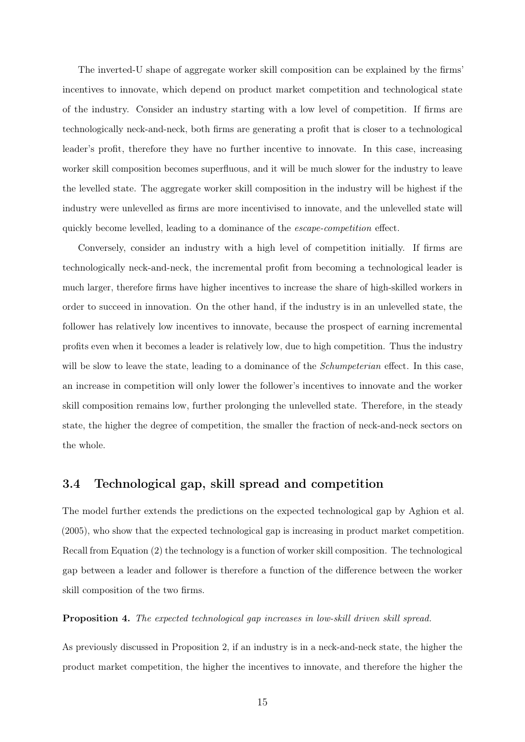The inverted-U shape of aggregate worker skill composition can be explained by the firms' incentives to innovate, which depend on product market competition and technological state of the industry. Consider an industry starting with a low level of competition. If firms are technologically neck-and-neck, both firms are generating a profit that is closer to a technological leader's profit, therefore they have no further incentive to innovate. In this case, increasing worker skill composition becomes superfluous, and it will be much slower for the industry to leave the levelled state. The aggregate worker skill composition in the industry will be highest if the industry were unlevelled as firms are more incentivised to innovate, and the unlevelled state will quickly become levelled, leading to a dominance of the *escape-competition* effect.

Conversely, consider an industry with a high level of competition initially. If firms are technologically neck-and-neck, the incremental profit from becoming a technological leader is much larger, therefore firms have higher incentives to increase the share of high-skilled workers in order to succeed in innovation. On the other hand, if the industry is in an unlevelled state, the follower has relatively low incentives to innovate, because the prospect of earning incremental profits even when it becomes a leader is relatively low, due to high competition. Thus the industry will be slow to leave the state, leading to a dominance of the *Schumpeterian* effect. In this case, an increase in competition will only lower the follower's incentives to innovate and the worker skill composition remains low, further prolonging the unlevelled state. Therefore, in the steady state, the higher the degree of competition, the smaller the fraction of neck-and-neck sectors on the whole.

## 3.4 Technological gap, skill spread and competition

The model further extends the predictions on the expected technological gap by Aghion et al. (2005), who show that the expected technological gap is increasing in product market competition. Recall from Equation (2) the technology is a function of worker skill composition. The technological gap between a leader and follower is therefore a function of the difference between the worker skill composition of the two firms.

**Proposition 4.** *The expected technological gap increases in low-skill driven skill spread.*

As previously discussed in Proposition 2, if an industry is in a neck-and-neck state, the higher the product market competition, the higher the incentives to innovate, and therefore the higher the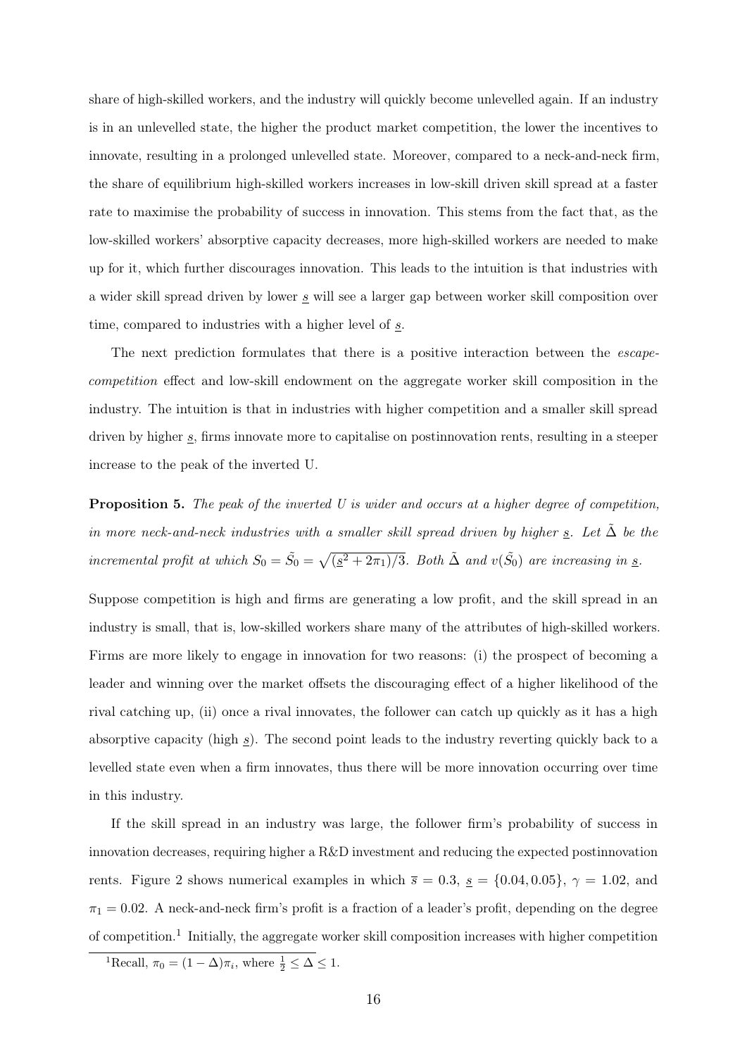share of high-skilled workers, and the industry will quickly become unlevelled again. If an industry is in an unlevelled state, the higher the product market competition, the lower the incentives to innovate, resulting in a prolonged unlevelled state. Moreover, compared to a neck-and-neck firm, the share of equilibrium high-skilled workers increases in low-skill driven skill spread at a faster rate to maximise the probability of success in innovation. This stems from the fact that, as the low-skilled workers' absorptive capacity decreases, more high-skilled workers are needed to make up for it, which further discourages innovation. This leads to the intuition is that industries with a wider skill spread driven by lower $\underline{s}$ will see a larger gap between worker skill composition over time, compared to industries with a higher level of $\underline{s}$.

The next prediction formulates that there is a positive interaction between the *escape-competition* effect and low-skill endowment on the aggregate worker skill composition in the industry. The intuition is that in industries with higher competition and a smaller skill spread driven by higher $\underline{s}$, firms innovate more to capitalise on postinnovation rents, resulting in a steeper increase to the peak of the inverted U.

**Proposition 5.** *The peak of the inverted U is wider and occurs at a higher degree of competition, in more neck-and-neck industries with a smaller skill spread driven by higher* $\underline{s}$. *Let* $\tilde{\Delta}$ *be the incremental profit at which* $S_0 = \tilde{S}_0 = \sqrt{(\underline{s}^2 + 2\pi_1)/3}$. *Both* $\tilde{\Delta}$ *and* $v(\tilde{S}_0)$ *are increasing in* $\underline{s}$.

Suppose competition is high and firms are generating a low profit, and the skill spread in an industry is small, that is, low-skilled workers share many of the attributes of high-skilled workers. Firms are more likely to engage in innovation for two reasons: (i) the prospect of becoming a leader and winning over the market offsets the discouraging effect of a higher likelihood of the rival catching up, (ii) once a rival innovates, the follower can catch up quickly as it has a high absorptive capacity (high $\underline{s}$). The second point leads to the industry reverting quickly back to a levelled state even when a firm innovates, thus there will be more innovation occurring over time in this industry.

If the skill spread in an industry was large, the follower firm's probability of success in innovation decreases, requiring higher a R&D investment and reducing the expected postinnovation rents. Figure 2 shows numerical examples in which $\overline{s} = 0.3$, $\underline{s} = \{0.04, 0.05\}$, $\gamma = 1.02$, and $\pi_1 = 0.02$. A neck-and-neck firm's profit is a fraction of a leader's profit, depending on the degree of competition.[1] Initially, the aggregate worker skill composition increases with higher competition

[1] Recall, $\pi_0 = (1 - \Delta)\pi_i$, where $\frac{1}{2} \leq \Delta \leq 1$.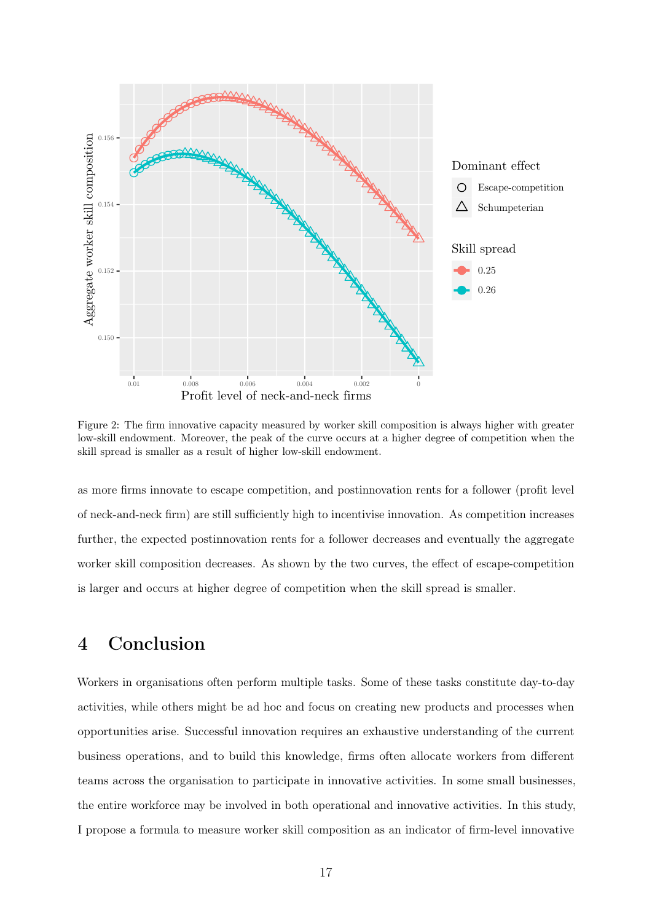Figure 2: The firm innovative capacity measured by worker skill composition is always higher with greater low-skill endowment. Moreover, the peak of the curve occurs at a higher degree of competition when the skill spread is smaller as a result of higher low-skill endowment.

as more firms innovate to escape competition, and postinnovation rents for a follower (profit level of neck-and-neck firm) are still sufficiently high to incentivise innovation. As competition increases further, the expected postinnovation rents for a follower decreases and eventually the aggregate worker skill composition decreases. As shown by the two curves, the effect of escape-competition is larger and occurs at higher degree of competition when the skill spread is smaller.

# 4 Conclusion

Workers in organisations often perform multiple tasks. Some of these tasks constitute day-to-day activities, while others might be ad hoc and focus on creating new products and processes when opportunities arise. Successful innovation requires an exhaustive understanding of the current business operations, and to build this knowledge, firms often allocate workers from different teams across the organisation to participate in innovative activities. In some small businesses, the entire workforce may be involved in both operational and innovative activities. In this study, I propose a formula to measure worker skill composition as an indicator of firm-level innovative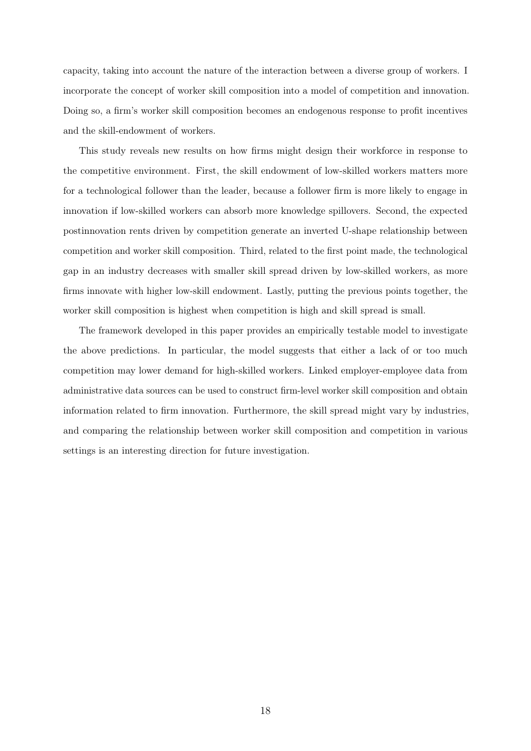capacity, taking into account the nature of the interaction between a diverse group of workers. I incorporate the concept of worker skill composition into a model of competition and innovation. Doing so, a firm's worker skill composition becomes an endogenous response to profit incentives and the skill-endowment of workers.

This study reveals new results on how firms might design their workforce in response to the competitive environment. First, the skill endowment of low-skilled workers matters more for a technological follower than the leader, because a follower firm is more likely to engage in innovation if low-skilled workers can absorb more knowledge spillovers. Second, the expected postinnovation rents driven by competition generate an inverted U-shape relationship between competition and worker skill composition. Third, related to the first point made, the technological gap in an industry decreases with smaller skill spread driven by low-skilled workers, as more firms innovate with higher low-skill endowment. Lastly, putting the previous points together, the worker skill composition is highest when competition is high and skill spread is small.

The framework developed in this paper provides an empirically testable model to investigate the above predictions. In particular, the model suggests that either a lack of or too much competition may lower demand for high-skilled workers. Linked employer-employee data from administrative data sources can be used to construct firm-level worker skill composition and obtain information related to firm innovation. Furthermore, the skill spread might vary by industries, and comparing the relationship between worker skill composition and competition in various settings is an interesting direction for future investigation.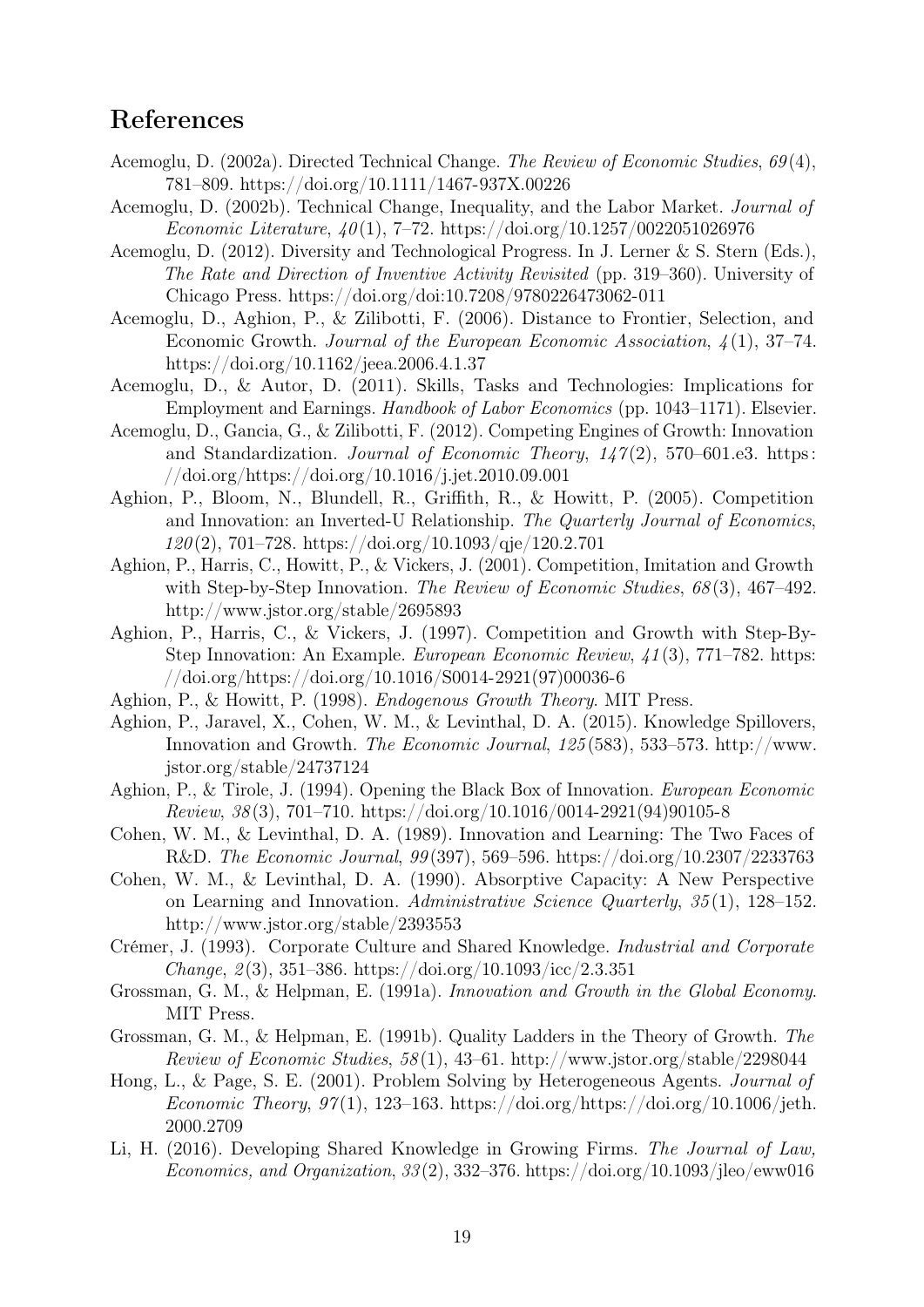# References

Acemoglu, D. (2002a). Directed Technical Change. *The Review of Economic Studies*, *69*(4), 781–809. https://doi.org/10.1111/1467-937X.00226

Acemoglu, D. (2002b). Technical Change, Inequality, and the Labor Market. *Journal of Economic Literature*, *40*(1), 7–72. https://doi.org/10.1257/0022051026976

Acemoglu, D. (2012). Diversity and Technological Progress. In J. Lerner & S. Stern (Eds.), *The Rate and Direction of Inventive Activity Revisited* (pp. 319–360). University of Chicago Press. https://doi.org/doi:10.7208/9780226473062-011

Acemoglu, D., Aghion, P., & Zilibotti, F. (2006). Distance to Frontier, Selection, and Economic Growth. *Journal of the European Economic Association*, *4*(1), 37–74. https://doi.org/10.1162/jeea.2006.4.1.37

Acemoglu, D., & Autor, D. (2011). Skills, Tasks and Technologies: Implications for Employment and Earnings. *Handbook of Labor Economics* (pp. 1043–1171). Elsevier.

Acemoglu, D., Gancia, G., & Zilibotti, F. (2012). Competing Engines of Growth: Innovation and Standardization. *Journal of Economic Theory*, *147*(2), 570–601.e3. https://doi.org/https://doi.org/10.1016/j.jet.2010.09.001

Aghion, P., Bloom, N., Blundell, R., Griffith, R., & Howitt, P. (2005). Competition and Innovation: an Inverted-U Relationship. *The Quarterly Journal of Economics*, *120*(2), 701–728. https://doi.org/10.1093/qje/120.2.701

Aghion, P., Harris, C., Howitt, P., & Vickers, J. (2001). Competition, Imitation and Growth with Step-by-Step Innovation. *The Review of Economic Studies*, *68*(3), 467–492. http://www.jstor.org/stable/2695893

Aghion, P., Harris, C., & Vickers, J. (1997). Competition and Growth with Step-By-Step Innovation: An Example. *European Economic Review*, *41*(3), 771–782. https://doi.org/https://doi.org/10.1016/S0014-2921(97)00036-6

Aghion, P., & Howitt, P. (1998). *Endogenous Growth Theory*. MIT Press.

Aghion, P., Jaravel, X., Cohen, W. M., & Levinthal, D. A. (2015). Knowledge Spillovers, Innovation and Growth. *The Economic Journal*, *125*(583), 533–573. http://www.jstor.org/stable/24737124

Aghion, P., & Tirole, J. (1994). Opening the Black Box of Innovation. *European Economic Review*, *38*(3), 701–710. https://doi.org/10.1016/0014-2921(94)90105-8

Cohen, W. M., & Levinthal, D. A. (1989). Innovation and Learning: The Two Faces of R&D. *The Economic Journal*, *99*(397), 569–596. https://doi.org/10.2307/2233763

Cohen, W. M., & Levinthal, D. A. (1990). Absorptive Capacity: A New Perspective on Learning and Innovation. *Administrative Science Quarterly*, *35*(1), 128–152. http://www.jstor.org/stable/2393553

Crémer, J. (1993). Corporate Culture and Shared Knowledge. *Industrial and Corporate Change*, *2*(3), 351–386. https://doi.org/10.1093/icc/2.3.351

Grossman, G. M., & Helpman, E. (1991a). *Innovation and Growth in the Global Economy*. MIT Press.

Grossman, G. M., & Helpman, E. (1991b). Quality Ladders in the Theory of Growth. *The Review of Economic Studies*, *58*(1), 43–61. http://www.jstor.org/stable/2298044

Hong, L., & Page, S. E. (2001). Problem Solving by Heterogeneous Agents. *Journal of Economic Theory*, *97*(1), 123–163. https://doi.org/https://doi.org/10.1006/jeth.2000.2709

Li, H. (2016). Developing Shared Knowledge in Growing Firms. *The Journal of Law, Economics, and Organization*, *33*(2), 332–376. https://doi.org/10.1093/jleo/eww016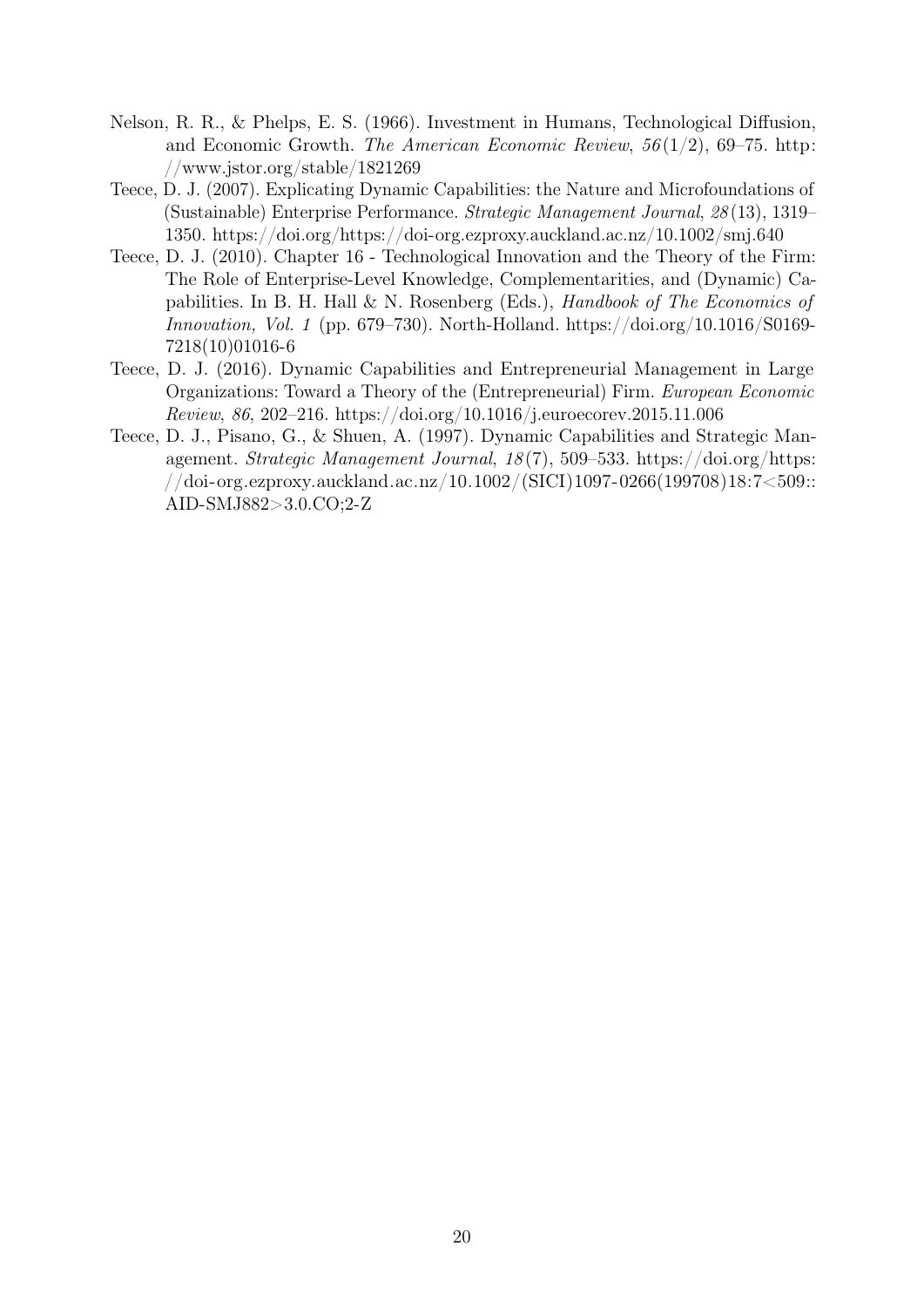Nelson, R. R., & Phelps, E. S. (1966). Investment in Humans, Technological Diffusion, and Economic Growth. *The American Economic Review*, *56*(1/2), 69–75. http://www.jstor.org/stable/1821269

Teece, D. J. (2007). Explicating Dynamic Capabilities: the Nature and Microfoundations of (Sustainable) Enterprise Performance. *Strategic Management Journal*, *28*(13), 1319–1350. https://doi.org/https://doi-org.ezproxy.auckland.ac.nz/10.1002/smj.640

Teece, D. J. (2010). Chapter 16 - Technological Innovation and the Theory of the Firm: The Role of Enterprise-Level Knowledge, Complementarities, and (Dynamic) Capabilities. In B. H. Hall & N. Rosenberg (Eds.), *Handbook of The Economics of Innovation, Vol. 1* (pp. 679–730). North-Holland. https://doi.org/10.1016/S0169-7218(10)01016-6

Teece, D. J. (2016). Dynamic Capabilities and Entrepreneurial Management in Large Organizations: Toward a Theory of the (Entrepreneurial) Firm. *European Economic Review*, *86*, 202–216. https://doi.org/10.1016/j.euroecorev.2015.11.006

Teece, D. J., Pisano, G., & Shuen, A. (1997). Dynamic Capabilities and Strategic Management. *Strategic Management Journal*, *18*(7), 509–533. https://doi.org/https://doi-org.ezproxy.auckland.ac.nz/10.1002/(SICI)1097-0266(199708)18:7<509::AID-SMJ882>3.0.CO;2-Z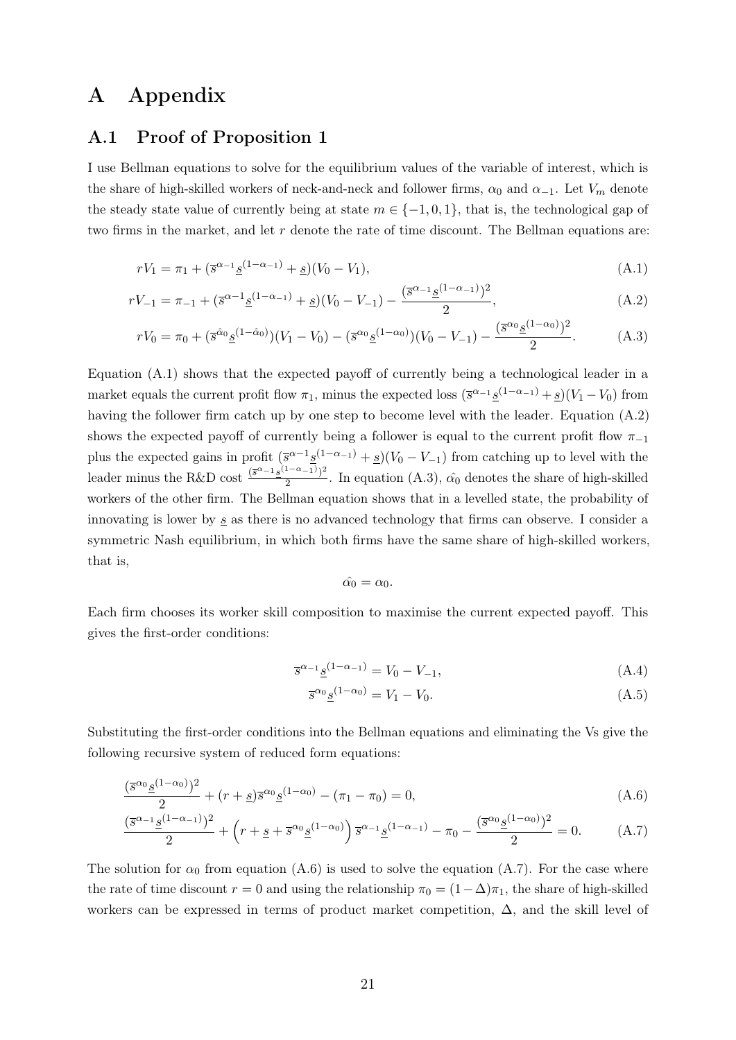# A Appendix

## A.1 Proof of Proposition 1

I use Bellman equations to solve for the equilibrium values of the variable of interest, which is the share of high-skilled workers of neck-and-neck and follower firms, $\alpha_0$ and $\alpha_{-1}$. Let $V_m$ denote the steady state value of currently being at state $m \in \{-1, 0, 1\}$, that is, the technological gap of two firms in the market, and let $r$ denote the rate of time discount. The Bellman equations are:

$$rV_1 = \pi_1 + (\overline{s}^{\alpha_{-1}}\underline{s}^{(1-\alpha_{-1})} + \underline{s})(V_0 - V_1), \tag{A.1}$$

$$rV_{-1} = \pi_{-1} + (\overline{s}^{\alpha_{-1}}\underline{s}^{(1-\alpha_{-1})} + \underline{s})(V_0 - V_{-1}) - \frac{(\overline{s}^{\alpha_{-1}}\underline{s}^{(1-\alpha_{-1})})^2}{2}, \tag{A.2}$$

$$rV_0 = \pi_0 + (\overline{s}^{\hat{\alpha}_0}\underline{s}^{(1-\hat{\alpha}_0)})(V_1 - V_0) - (\overline{s}^{\alpha_0}\underline{s}^{(1-\alpha_0)})(V_0 - V_{-1}) - \frac{(\overline{s}^{\alpha_0}\underline{s}^{(1-\alpha_0)})^2}{2}. \tag{A.3}$$

Equation (A.1) shows that the expected payoff of currently being a technological leader in a market equals the current profit flow $\pi_1$, minus the expected loss $(\overline{s}^{\alpha_{-1}}\underline{s}^{(1-\alpha_{-1})} + \underline{s})(V_1 - V_0)$ from having the follower firm catch up by one step to become level with the leader. Equation (A.2) shows the expected payoff of currently being a follower is equal to the current profit flow $\pi_{-1}$ plus the expected gains in profit $(\overline{s}^{\alpha_{-1}}\underline{s}^{(1-\alpha_{-1})} + \underline{s})(V_0 - V_{-1})$ from catching up to level with the leader minus the R&D cost $\frac{(\overline{s}^{\alpha_{-1}}\underline{s}^{(1-\alpha_{-1})})^2}{2}$. In equation (A.3), $\hat{\alpha_0}$ denotes the share of high-skilled workers of the other firm. The Bellman equation shows that in a levelled state, the probability of innovating is lower by $\underline{s}$ as there is no advanced technology that firms can observe. I consider a symmetric Nash equilibrium, in which both firms have the same share of high-skilled workers, that is,

$$\hat{\alpha_0} = \alpha_0.$$

Each firm chooses its worker skill composition to maximise the current expected payoff. This gives the first-order conditions:

$$\overline{s}^{\alpha_{-1}}\underline{s}^{(1-\alpha_{-1})} = V_0 - V_{-1}, \tag{A.4}$$

$$\overline{s}^{\alpha_0}\underline{s}^{(1-\alpha_0)} = V_1 - V_0. \tag{A.5}$$

Substituting the first-order conditions into the Bellman equations and eliminating the Vs give the following recursive system of reduced form equations:

$$\frac{(\overline{s}^{\alpha_0}\underline{s}^{(1-\alpha_0)})^2}{2} + (r + \underline{s})\overline{s}^{\alpha_0}\underline{s}^{(1-\alpha_0)} - (\pi_1 - \pi_0) = 0, \tag{A.6}$$

$$\frac{(\overline{s}^{\alpha_{-1}}\underline{s}^{(1-\alpha_{-1})})^2}{2} + \left(r + \underline{s} + \overline{s}^{\alpha_0}\underline{s}^{(1-\alpha_0)}\right)\overline{s}^{\alpha_{-1}}\underline{s}^{(1-\alpha_{-1})} - \pi_0 - \frac{(\overline{s}^{\alpha_0}\underline{s}^{(1-\alpha_0)})^2}{2} = 0. \tag{A.7}$$

The solution for $\alpha_0$ from equation (A.6) is used to solve the equation (A.7). For the case where the rate of time discount $r = 0$ and using the relationship $\pi_0 = (1-\Delta)\pi_1$, the share of high-skilled workers can be expressed in terms of product market competition, $\Delta$, and the skill level of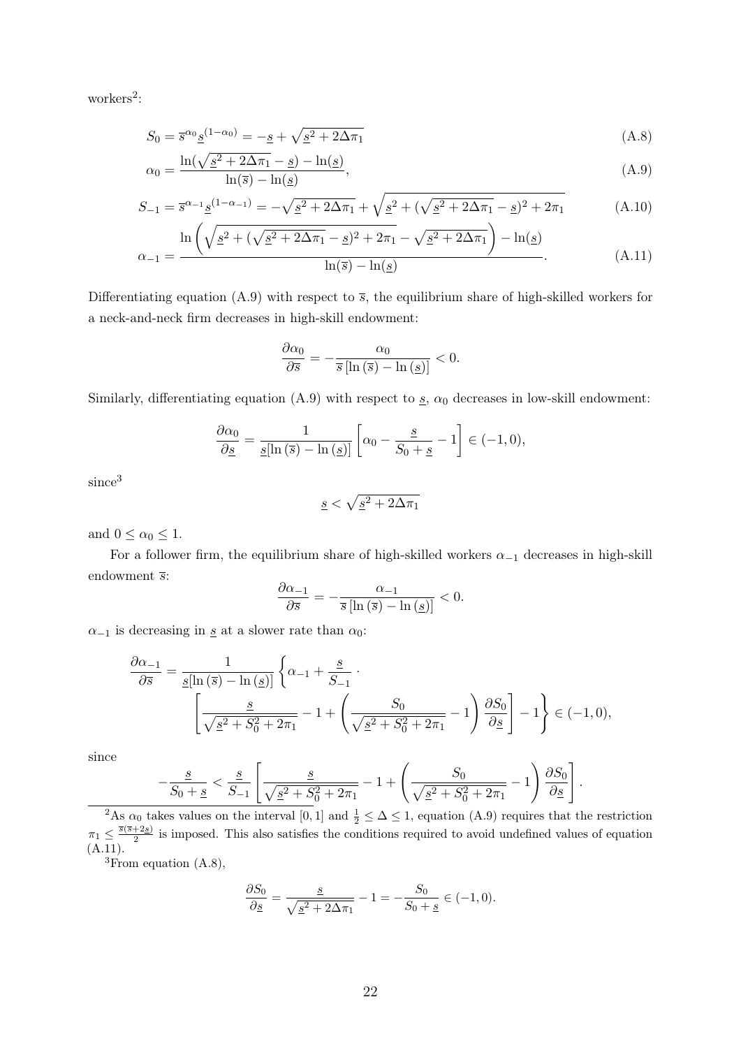workers[2]:

$$S_0 = \overline{s}^{\alpha_0}\underline{s}^{(1-\alpha_0)} = -\underline{s} + \sqrt{\underline{s}^2 + 2\Delta\pi_1} \tag{A.8}$$

$$\alpha_0 = \frac{\ln(\sqrt{\underline{s}^2 + 2\Delta\pi_1} - \underline{s}) - \ln(\underline{s})}{\ln(\overline{s}) - \ln(\underline{s})}, \tag{A.9}$$

$$S_{-1} = \overline{s}^{\alpha_{-1}}\underline{s}^{(1-\alpha_{-1})} = -\sqrt{\underline{s}^2 + 2\Delta\pi_1} + \sqrt{\underline{s}^2 + (\sqrt{\underline{s}^2 + 2\Delta\pi_1} - \underline{s})^2 + 2\pi_1} \tag{A.10}$$

$$\alpha_{-1} = \frac{\ln\left(\sqrt{\underline{s}^2 + (\sqrt{\underline{s}^2 + 2\Delta\pi_1} - \underline{s})^2 + 2\pi_1} - \sqrt{\underline{s}^2 + 2\Delta\pi_1}\right) - \ln(\underline{s})}{\ln(\overline{s}) - \ln(\underline{s})}. \tag{A.11}$$

Differentiating equation (A.9) with respect to $\overline{s}$, the equilibrium share of high-skilled workers for a neck-and-neck firm decreases in high-skill endowment:

$$\frac{\partial \alpha_0}{\partial \overline{s}} = -\frac{\alpha_0}{\overline{s}\left[\ln(\overline{s}) - \ln(\underline{s})\right]} < 0.$$

Similarly, differentiating equation (A.9) with respect to $\underline{s}$, $\alpha_0$ decreases in low-skill endowment:

$$\frac{\partial \alpha_0}{\partial \underline{s}} = \frac{1}{\underline{s}[\ln(\overline{s}) - \ln(\underline{s})]}\left[\alpha_0 - \frac{\underline{s}}{S_0 + \underline{s}} - 1\right] \in (-1, 0),$$

since[3]

$$\underline{s} < \sqrt{\underline{s}^2 + 2\Delta\pi_1}$$

and $0 \leq \alpha_0 \leq 1$.

For a follower firm, the equilibrium share of high-skilled workers $\alpha_{-1}$ decreases in high-skill endowment $\overline{s}$:

$$\frac{\partial \alpha_{-1}}{\partial \overline{s}} = -\frac{\alpha_{-1}}{\overline{s}\left[\ln(\overline{s}) - \ln(\underline{s})\right]} < 0.$$

$\alpha_{-1}$ is decreasing in $\underline{s}$ at a slower rate than $\alpha_0$:

$$\frac{\partial \alpha_{-1}}{\partial \overline{s}} = \frac{1}{\underline{s}[\ln(\overline{s}) - \ln(\underline{s})]}\left\{\alpha_{-1} + \frac{\underline{s}}{S_{-1}} \cdot \left[\frac{\underline{s}}{\sqrt{\underline{s}^2 + S_0^2 + 2\pi_1}} - 1 + \left(\frac{S_0}{\sqrt{\underline{s}^2 + S_0^2 + 2\pi_1}} - 1\right)\frac{\partial S_0}{\partial \underline{s}}\right] - 1\right\} \in (-1, 0),$$

since

$$-\frac{\underline{s}}{S_0 + \underline{s}} < \frac{\underline{s}}{S_{-1}}\left[\frac{\underline{s}}{\sqrt{\underline{s}^2 + S_0^2 + 2\pi_1}} - 1 + \left(\frac{S_0}{\sqrt{\underline{s}^2 + S_0^2 + 2\pi_1}} - 1\right)\frac{\partial S_0}{\partial \underline{s}}\right].$$

---

[2] As $\alpha_0$ takes values on the interval $[0, 1]$ and $\frac{1}{2} \leq \Delta \leq 1$, equation (A.9) requires that the restriction $\pi_1 \leq \frac{\overline{s}(\overline{s}+2\underline{s})}{2}$ is imposed. This also satisfies the conditions required to avoid undefined values of equation (A.11).

[3] From equation (A.8),

$$\frac{\partial S_0}{\partial \underline{s}} = \frac{\underline{s}}{\sqrt{\underline{s}^2 + 2\Delta\pi_1}} - 1 = -\frac{S_0}{S_0 + \underline{s}} \in (-1, 0).$$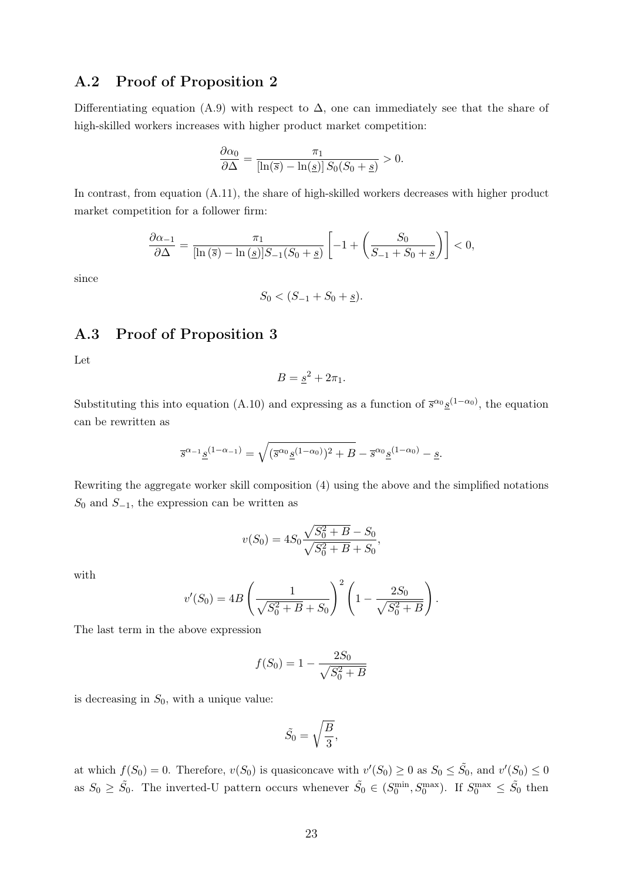## A.2 Proof of Proposition 2

Differentiating equation (A.9) with respect to $\Delta$, one can immediately see that the share of high-skilled workers increases with higher product market competition:

$$\frac{\partial \alpha_0}{\partial \Delta} = \frac{\pi_1}{[\ln(\overline{s}) - \ln(\underline{s})]\, S_0(S_0 + \underline{s})} > 0.$$

In contrast, from equation (A.11), the share of high-skilled workers decreases with higher product market competition for a follower firm:

$$\frac{\partial \alpha_{-1}}{\partial \Delta} = \frac{\pi_1}{[\ln(\overline{s}) - \ln(\underline{s})] S_{-1}(S_0 + \underline{s})} \left[ -1 + \left( \frac{S_0}{S_{-1} + S_0 + \underline{s}} \right) \right] < 0,$$

since

$$S_0 < (S_{-1} + S_0 + \underline{s}).$$

## A.3 Proof of Proposition 3

Let

$$B = \underline{s}^2 + 2\pi_1.$$

Substituting this into equation (A.10) and expressing as a function of $\overline{s}^{\alpha_0} \underline{s}^{(1-\alpha_0)}$, the equation can be rewritten as

$$\overline{s}^{\alpha_{-1}} \underline{s}^{(1-\alpha_{-1})} = \sqrt{(\overline{s}^{\alpha_0} \underline{s}^{(1-\alpha_0)})^2 + B} - \overline{s}^{\alpha_0} \underline{s}^{(1-\alpha_0)} - \underline{s}.$$

Rewriting the aggregate worker skill composition (4) using the above and the simplified notations $S_0$ and $S_{-1}$, the expression can be written as

$$v(S_0) = 4S_0 \frac{\sqrt{S_0^2 + B} - S_0}{\sqrt{S_0^2 + B} + S_0},$$

with

$$v'(S_0) = 4B \left( \frac{1}{\sqrt{S_0^2 + B} + S_0} \right)^2 \left( 1 - \frac{2S_0}{\sqrt{S_0^2 + B}} \right).$$

The last term in the above expression

$$f(S_0) = 1 - \frac{2S_0}{\sqrt{S_0^2 + B}}$$

is decreasing in $S_0$, with a unique value:

$$\tilde{S}_0 = \sqrt{\frac{B}{3}},$$

at which $f(S_0) = 0$. Therefore, $v(S_0)$ is quasiconcave with $v'(S_0) \geq 0$ as $S_0 \leq \tilde{S}_0$, and $v'(S_0) \leq 0$ as $S_0 \geq \tilde{S}_0$. The inverted-U pattern occurs whenever $\tilde{S}_0 \in (S_0^{\min}, S_0^{\max})$. If $S_0^{\max} \leq \tilde{S}_0$ then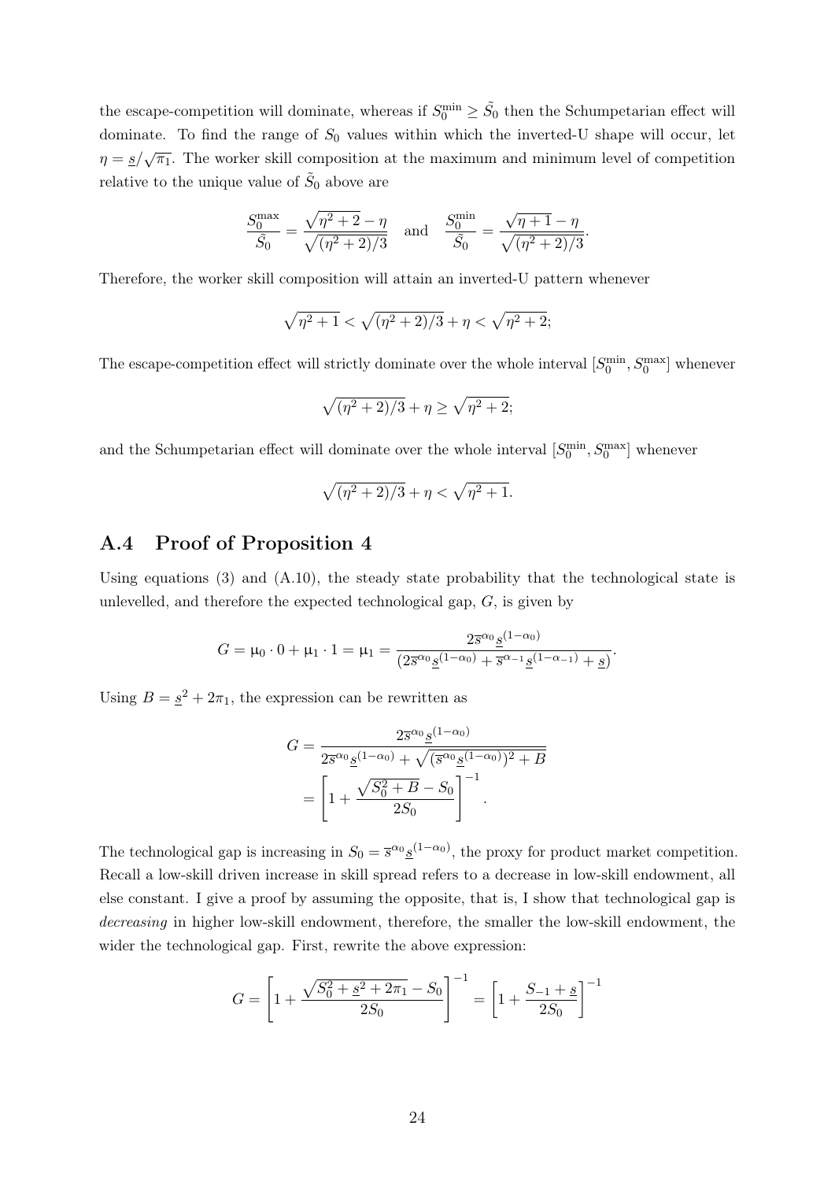the escape-competition will dominate, whereas if $S_0^{\min} \geq \tilde{S}_0$ then the Schumpeterian effect will dominate. To find the range of $S_0$ values within which the inverted-U shape will occur, let $\eta = \underline{s}/\sqrt{\pi_1}$. The worker skill composition at the maximum and minimum level of competition relative to the unique value of $\tilde{S}_0$ above are

$$\frac{S_0^{\max}}{\tilde{S}_0} = \frac{\sqrt{\eta^2 + 2} - \eta}{\sqrt{(\eta^2 + 2)/3}} \quad \text{and} \quad \frac{S_0^{\min}}{\tilde{S}_0} = \frac{\sqrt{\eta + 1} - \eta}{\sqrt{(\eta^2 + 2)/3}}.$$

Therefore, the worker skill composition will attain an inverted-U pattern whenever

$$\sqrt{\eta^2 + 1} < \sqrt{(\eta^2 + 2)/3} + \eta < \sqrt{\eta^2 + 2};$$

The escape-competition effect will strictly dominate over the whole interval $[S_0^{\min}, S_0^{\max}]$ whenever

$$\sqrt{(\eta^2 + 2)/3} + \eta \geq \sqrt{\eta^2 + 2};$$

and the Schumpeterian effect will dominate over the whole interval $[S_0^{\min}, S_0^{\max}]$ whenever

$$\sqrt{(\eta^2 + 2)/3} + \eta < \sqrt{\eta^2 + 1}.$$

## A.4 Proof of Proposition 4

Using equations (3) and (A.10), the steady state probability that the technological state is unlevelled, and therefore the expected technological gap, $G$, is given by

$$G = \mu_0 \cdot 0 + \mu_1 \cdot 1 = \mu_1 = \frac{2\overline{s}^{\alpha_0}\underline{s}^{(1-\alpha_0)}}{(2\overline{s}^{\alpha_0}\underline{s}^{(1-\alpha_0)} + \overline{s}^{\alpha_{-1}}\underline{s}^{(1-\alpha_{-1})} + \underline{s})}.$$

Using $B = \underline{s}^2 + 2\pi_1$, the expression can be rewritten as

$$\begin{aligned} G &= \frac{2\overline{s}^{\alpha_0}\underline{s}^{(1-\alpha_0)}}{2\overline{s}^{\alpha_0}\underline{s}^{(1-\alpha_0)} + \sqrt{(\overline{s}^{\alpha_0}\underline{s}^{(1-\alpha_0)})^2 + B}} \\ &= \left[1 + \frac{\sqrt{S_0^2 + B} - S_0}{2S_0}\right]^{-1}. \end{aligned}$$

The technological gap is increasing in $S_0 = \overline{s}^{\alpha_0}\underline{s}^{(1-\alpha_0)}$, the proxy for product market competition. Recall a low-skill driven increase in skill spread refers to a decrease in low-skill endowment, all else constant. I give a proof by assuming the opposite, that is, I show that technological gap is *decreasing* in higher low-skill endowment, therefore, the smaller the low-skill endowment, the wider the technological gap. First, rewrite the above expression:

$$G = \left[1 + \frac{\sqrt{S_0^2 + \underline{s}^2 + 2\pi_1} - S_0}{2S_0}\right]^{-1} = \left[1 + \frac{S_{-1} + \underline{s}}{2S_0}\right]^{-1}$$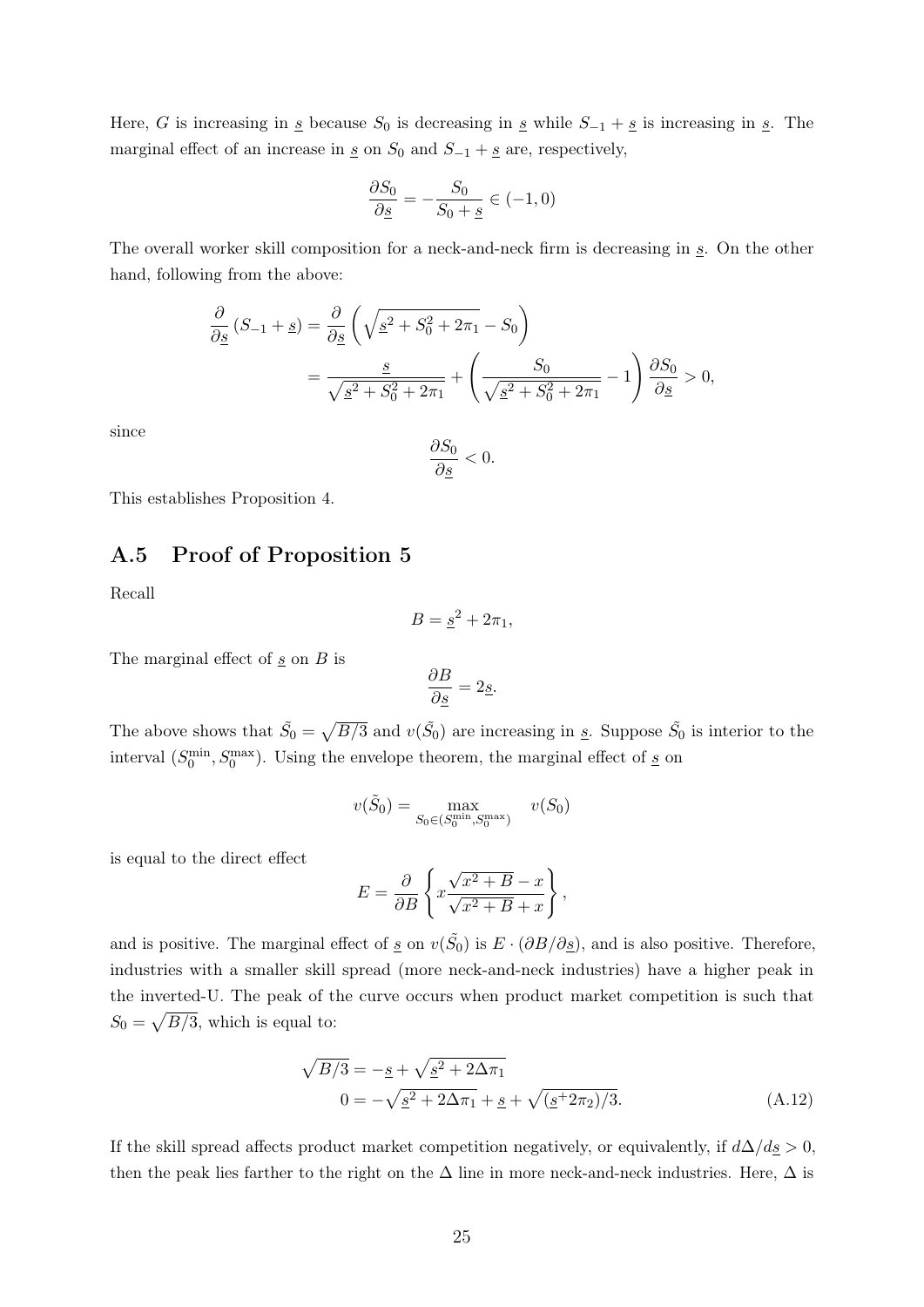Here, $G$ is increasing in $\underline{s}$ because $S_0$ is decreasing in $\underline{s}$ while $S_{-1} + \underline{s}$ is increasing in $\underline{s}$. The marginal effect of an increase in $\underline{s}$ on $S_0$ and $S_{-1} + \underline{s}$ are, respectively,

$$\frac{\partial S_0}{\partial \underline{s}} = -\frac{S_0}{S_0 + \underline{s}} \in (-1, 0)$$

The overall worker skill composition for a neck-and-neck firm is decreasing in $\underline{s}$. On the other hand, following from the above:

$$\begin{aligned}
\frac{\partial}{\partial \underline{s}} \left( S_{-1} + \underline{s} \right) &= \frac{\partial}{\partial \underline{s}} \left( \sqrt{\underline{s}^2 + S_0^2 + 2\pi_1} - S_0 \right) \\
&= \frac{\underline{s}}{\sqrt{\underline{s}^2 + S_0^2 + 2\pi_1}} + \left( \frac{S_0}{\sqrt{\underline{s}^2 + S_0^2 + 2\pi_1}} - 1 \right) \frac{\partial S_0}{\partial \underline{s}} > 0,
\end{aligned}$$

since

$$\frac{\partial S_0}{\partial \underline{s}} < 0.$$

This establishes Proposition 4.

## A.5 Proof of Proposition 5

Recall

$$B = \underline{s}^2 + 2\pi_1,$$

The marginal effect of $\underline{s}$ on $B$ is

$$\frac{\partial B}{\partial \underline{s}} = 2\underline{s}.$$

The above shows that $\tilde{S}_0 = \sqrt{B/3}$ and $v(\tilde{S}_0)$ are increasing in $\underline{s}$. Suppose $\tilde{S}_0$ is interior to the interval $(S_0^{\min}, S_0^{\max})$. Using the envelope theorem, the marginal effect of $\underline{s}$ on

$$v(\tilde{S}_0) = \max_{S_0 \in (S_0^{\min}, S_0^{\max})} \quad v(S_0)$$

is equal to the direct effect

$$E = \frac{\partial}{\partial B} \left\{ x \frac{\sqrt{x^2 + B} - x}{\sqrt{x^2 + B} + x} \right\},$$

and is positive. The marginal effect of $\underline{s}$ on $v(\tilde{S}_0)$ is $E \cdot (\partial B / \partial \underline{s})$, and is also positive. Therefore, industries with a smaller skill spread (more neck-and-neck industries) have a higher peak in the inverted-U. The peak of the curve occurs when product market competition is such that $S_0 = \sqrt{B/3}$, which is equal to:

$$\begin{aligned}
\sqrt{B/3} &= -\underline{s} + \sqrt{\underline{s}^2 + 2\Delta\pi_1} \\
0 &= -\sqrt{\underline{s}^2 + 2\Delta\pi_1} + \underline{s} + \sqrt{(\underline{s}^+ 2\pi_2)/3}.
\end{aligned} \tag{A.12}$$

If the skill spread affects product market competition negatively, or equivalently, if $d\Delta/d\underline{s} > 0$, then the peak lies farther to the right on the $\Delta$ line in more neck-and-neck industries. Here, $\Delta$ is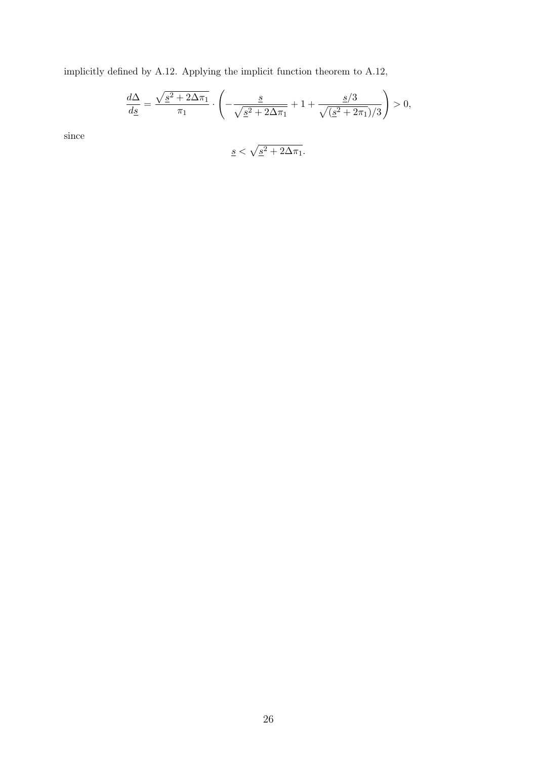implicitly defined by A.12. Applying the implicit function theorem to A.12,

$$\frac{d\Delta}{d\underline{s}} = \frac{\sqrt{\underline{s}^2 + 2\Delta\pi_1}}{\pi_1} \cdot \left( -\frac{\underline{s}}{\sqrt{\underline{s}^2 + 2\Delta\pi_1}} + 1 + \frac{\underline{s}/3}{\sqrt{(\underline{s}^2 + 2\pi_1)/3}} \right) > 0,$$

since

$$\underline{s} < \sqrt{\underline{s}^2 + 2\Delta\pi_1}.$$